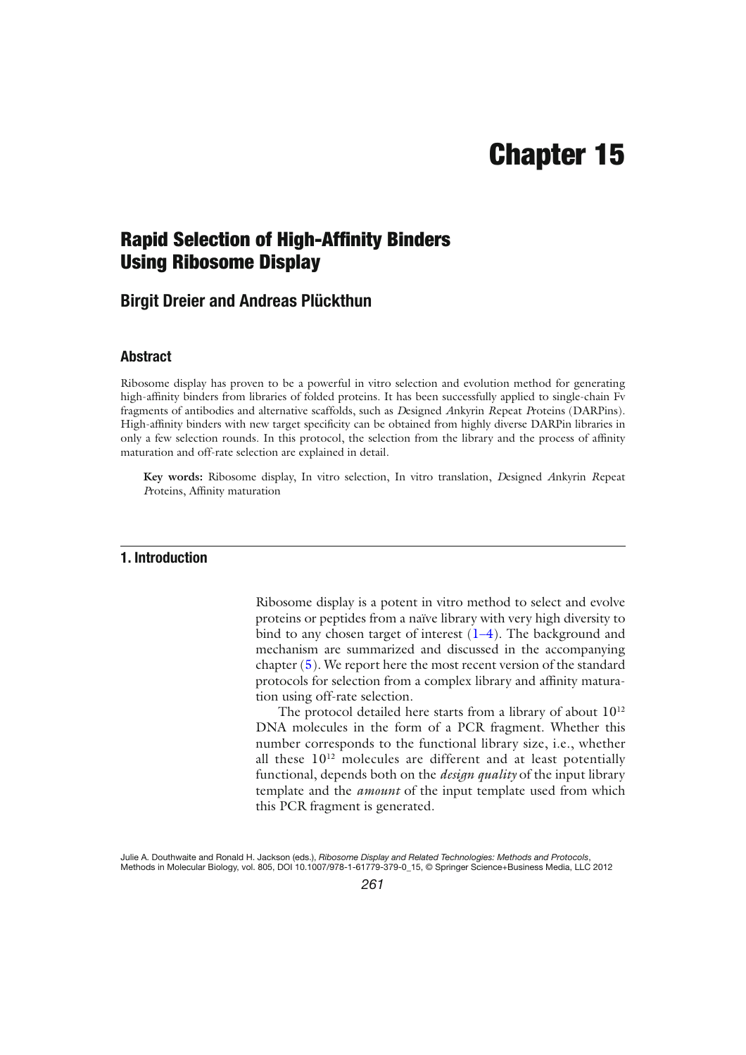# Chapter 15

## Rapid Selection of High-Affinity Binders Using Ribosome Display

### Birgit Dreier and Andreas Plückthun

### Abstract

Ribosome display has proven to be a powerful in vitro selection and evolution method for generating high-affinity binders from libraries of folded proteins. It has been successfully applied to single-chain Fv fragments of antibodies and alternative scaffolds, such as *D*esigned *A*nkyrin *R*epeat *P*roteins (DARPins). High-affinity binders with new target specificity can be obtained from highly diverse DARPin libraries in only a few selection rounds. In this protocol, the selection from the library and the process of affinity maturation and off-rate selection are explained in detail.

**Key words:** Ribosome display, In vitro selection, In vitro translation, *D*esigned *A*nkyrin *R*epeat *P*roteins, Affinity maturation

## 1. Introduction

Ribosome display is a potent in vitro method to select and evolve proteins or peptides from a naïve library with very high diversity to bind to any chosen target of interest (1–4). The background and mechanism are summarized and discussed in the accompanying chapter (5). We report here the most recent version of the standard protocols for selection from a complex library and affinity maturation using off-rate selection.

The protocol detailed here starts from a library of about $10^{12}$ DNA molecules in the form of a PCR fragment. Whether this number corresponds to the functional library size, i.e., whether all these $10^{12}$ molecules are different and at least potentially functional, depends both on the *design quality* of the input library template and the *amount* of the input template used from which this PCR fragment is generated.

Julie A. Douthwaite and Ronald H. Jackson (eds.), *Ribosome Display and Related Technologies: Methods and Protocols*, Methods in Molecular Biology, vol. 805, DOI 10.1007/978-1-61779-379-0_15, © Springer Science+Business Media, LLC 2012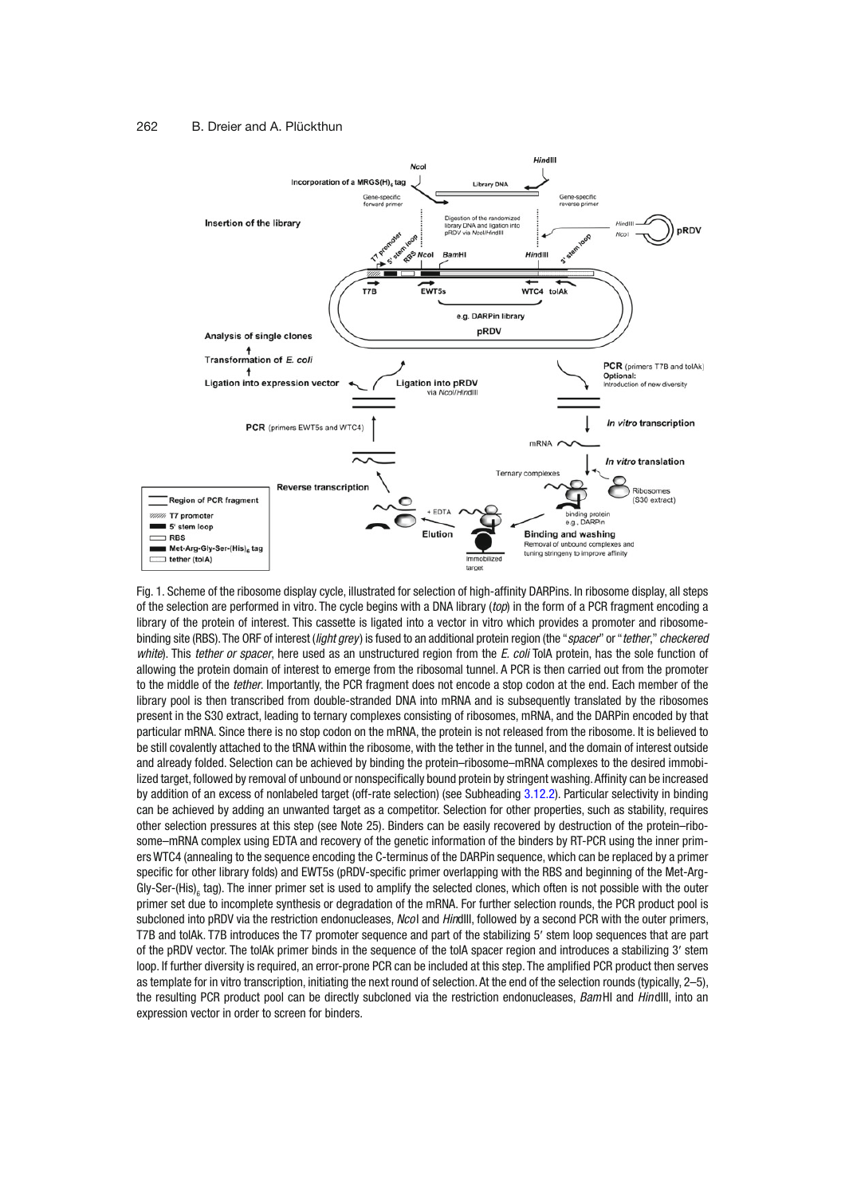Incorporation of a MRGS(H)$_6$ tag

NcoI

HindIII

Library DNA

Gene-specific forward primer

Gene-specific reverse primer

Insertion of the library

Digestion of the randomized library DNA and ligation into pRDV via NcoI/HindIII

HindIII

NcoI

pRDV

T7 promoter

5' stem loop

RBS

NcoI

BamHI

HindIII

3' stem loop

T7B

EWT5s

WTC4

tolAk

e.g. DARPin library

pRDV

Analysis of single clones

Transformation of *E. coli*

Ligation into expression vector

Ligation into pRDV via NcoI/HindIII

PCR (primers T7B and tolAk)

Optional: Introduction of new diversity

PCR (primers EWT5s and WTC4)

*In vitro* transcription

mRNA

*In vitro* translation

Ternary complexes

Ribosomes (S30 extract)

Reverse transcription

+ EDTA

Elution

binding protein e.g., DARPin

Binding and washing

Removal of unbound complexes and tuning stringency to improve affinity

immobilized target

Region of PCR fragment

T7 promoter

5' stem loop

RBS

Met-Arg-Gly-Ser-(His)$_6$ tag

tether (tolA)

Fig. 1. Scheme of the ribosome display cycle, illustrated for selection of high-affinity DARPins. In ribosome display, all steps of the selection are performed in vitro. The cycle begins with a DNA library (*top*) in the form of a PCR fragment encoding a library of the protein of interest. This cassette is ligated into a vector in vitro which provides a promoter and ribosome-binding site (RBS). The ORF of interest (*light grey*) is fused to an additional protein region (the "*spacer*" or "*tether*," *checkered white*). This *tether or spacer*, here used as an unstructured region from the *E. coli* TolA protein, has the sole function of allowing the protein domain of interest to emerge from the ribosomal tunnel. A PCR is then carried out from the promoter to the middle of the *tether*. Importantly, the PCR fragment does not encode a stop codon at the end. Each member of the library pool is then transcribed from double-stranded DNA into mRNA and is subsequently translated by the ribosomes present in the S30 extract, leading to ternary complexes consisting of ribosomes, mRNA, and the DARPin encoded by that particular mRNA. Since there is no stop codon on the mRNA, the protein is not released from the ribosome. It is believed to be still covalently attached to the tRNA within the ribosome, with the tether in the tunnel, and the domain of interest outside and already folded. Selection can be achieved by binding the protein–ribosome–mRNA complexes to the desired immobilized target, followed by removal of unbound or nonspecifically bound protein by stringent washing. Affinity can be increased by addition of an excess of nonlabeled target (off-rate selection) (see Subheading 3.12.2). Particular selectivity in binding can be achieved by adding an unwanted target as a competitor. Selection for other properties, such as stability, requires other selection pressures at this step (see Note 25). Binders can be easily recovered by destruction of the protein–ribosome–mRNA complex using EDTA and recovery of the genetic information of the binders by RT-PCR using the inner primers WTC4 (annealing to the sequence encoding the C-terminus of the DARPin sequence, which can be replaced by a primer specific for other library folds) and EWT5s (pRDV-specific primer overlapping with the RBS and beginning of the Met-Arg-Gly-Ser-(His)$_6$ tag). The inner primer set is used to amplify the selected clones, which often is not possible with the outer primer set due to incomplete synthesis or degradation of the mRNA. For further selection rounds, the PCR product pool is subcloned into pRDV via the restriction endonucleases, *Nco*I and *Hin*dIII, followed by a second PCR with the outer primers, T7B and tolAk. T7B introduces the T7 promoter sequence and part of the stabilizing 5′ stem loop sequences that are part of the pRDV vector. The tolAk primer binds in the sequence of the tolA spacer region and introduces a stabilizing 3′ stem loop. If further diversity is required, an error-prone PCR can be included at this step. The amplified PCR product then serves as template for in vitro transcription, initiating the next round of selection. At the end of the selection rounds (typically, 2–5), the resulting PCR product pool can be directly subcloned via the restriction endonucleases, *Bam*HI and *Hin*dIII, into an expression vector in order to screen for binders.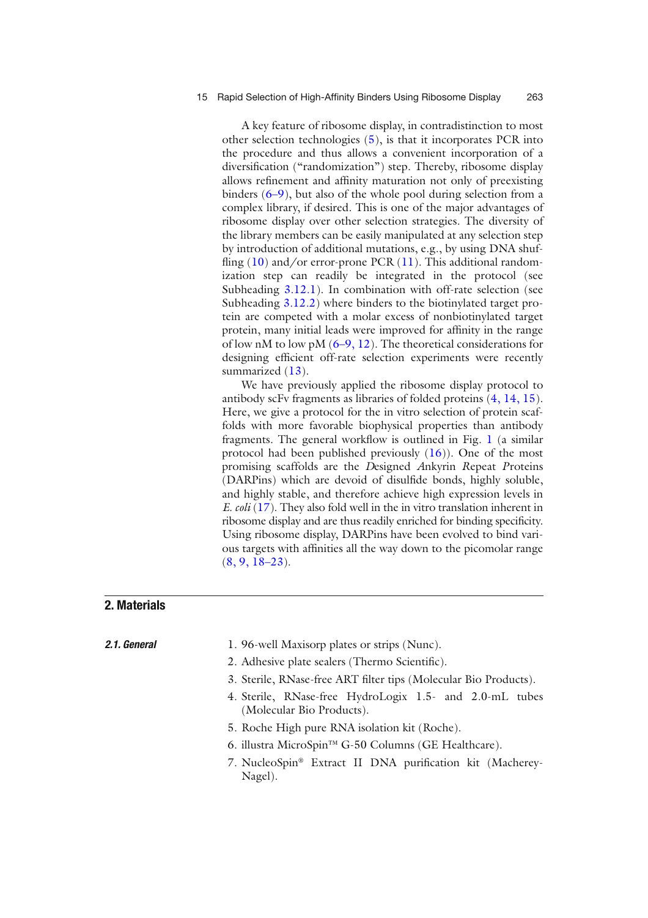A key feature of ribosome display, in contradistinction to most other selection technologies (5), is that it incorporates PCR into the procedure and thus allows a convenient incorporation of a diversification ("randomization") step. Thereby, ribosome display allows refinement and affinity maturation not only of preexisting binders (6–9), but also of the whole pool during selection from a complex library, if desired. This is one of the major advantages of ribosome display over other selection strategies. The diversity of the library members can be easily manipulated at any selection step by introduction of additional mutations, e.g., by using DNA shuffling (10) and/or error-prone PCR (11). This additional randomization step can readily be integrated in the protocol (see Subheading 3.12.1). In combination with off-rate selection (see Subheading 3.12.2) where binders to the biotinylated target protein are competed with a molar excess of nonbiotinylated target protein, many initial leads were improved for affinity in the range of low nM to low pM (6–9, 12). The theoretical considerations for designing efficient off-rate selection experiments were recently summarized (13).

We have previously applied the ribosome display protocol to antibody scFv fragments as libraries of folded proteins (4, 14, 15). Here, we give a protocol for the in vitro selection of protein scaffolds with more favorable biophysical properties than antibody fragments. The general workflow is outlined in Fig. 1 (a similar protocol had been published previously (16)). One of the most promising scaffolds are the *D*esigned *A*nkyrin *R*epeat *P*roteins (DARPins) which are devoid of disulfide bonds, highly soluble, and highly stable, and therefore achieve high expression levels in *E. coli* (17). They also fold well in the in vitro translation inherent in ribosome display and are thus readily enriched for binding specificity. Using ribosome display, DARPins have been evolved to bind various targets with affinities all the way down to the picomolar range (8, 9, 18–23).

## 2. Materials

### 2.1. General

1. 96-well Maxisorp plates or strips (Nunc).
2. Adhesive plate sealers (Thermo Scientific).
3. Sterile, RNase-free ART filter tips (Molecular Bio Products).
4. Sterile, RNase-free HydroLogix 1.5- and 2.0-mL tubes (Molecular Bio Products).
5. Roche High pure RNA isolation kit (Roche).
6. illustra MicroSpin™ G-50 Columns (GE Healthcare).
7. NucleoSpin® Extract II DNA purification kit (Macherey-Nagel).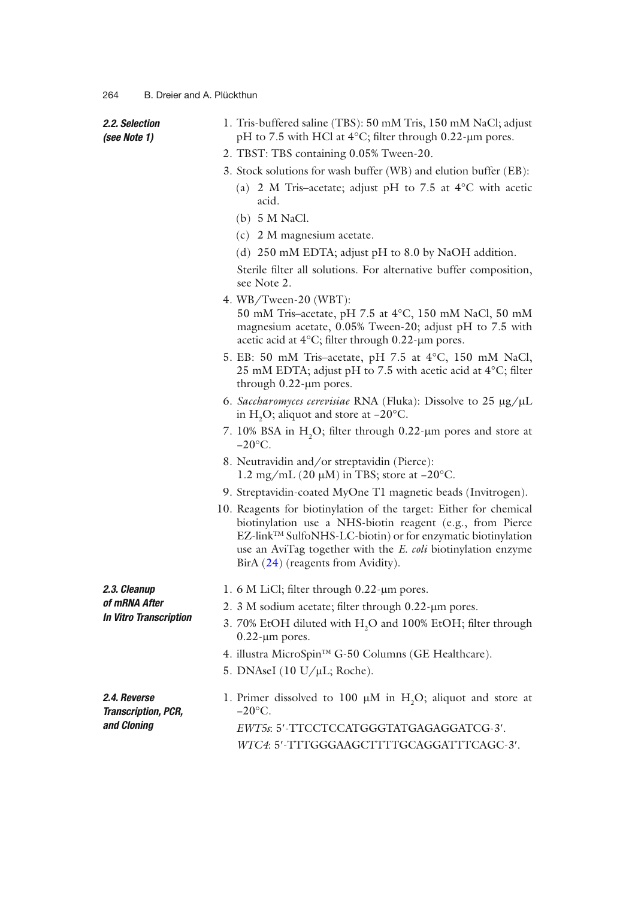### 2.2. Selection (see Note 1)

1. Tris-buffered saline (TBS): 50 mM Tris, 150 mM NaCl; adjust pH to 7.5 with HCl at 4°C; filter through 0.22-μm pores.
2. TBST: TBS containing 0.05% Tween-20.
3. Stock solutions for wash buffer (WB) and elution buffer (EB):
   - (a) 2 M Tris–acetate; adjust pH to 7.5 at 4°C with acetic acid.
   - (b) 5 M NaCl.
   - (c) 2 M magnesium acetate.
   - (d) 250 mM EDTA; adjust pH to 8.0 by NaOH addition.

   Sterile filter all solutions. For alternative buffer composition, see Note 2.
4. WB/Tween-20 (WBT):
   50 mM Tris–acetate, pH 7.5 at 4°C, 150 mM NaCl, 50 mM magnesium acetate, 0.05% Tween-20; adjust pH to 7.5 with acetic acid at 4°C; filter through 0.22-μm pores.
5. EB: 50 mM Tris–acetate, pH 7.5 at 4°C, 150 mM NaCl, 25 mM EDTA; adjust pH to 7.5 with acetic acid at 4°C; filter through 0.22-μm pores.
6. *Saccharomyces cerevisiae* RNA (Fluka): Dissolve to 25 μg/μL in $H_2O$; aliquot and store at –20°C.
7. 10% BSA in $H_2O$; filter through 0.22-μm pores and store at –20°C.
8. Neutravidin and/or streptavidin (Pierce):
   1.2 mg/mL (20 μM) in TBS; store at –20°C.
9. Streptavidin-coated MyOne T1 magnetic beads (Invitrogen).
10. Reagents for biotinylation of the target: Either for chemical biotinylation use a NHS-biotin reagent (e.g., from Pierce EZ-link™ SulfoNHS-LC-biotin) or for enzymatic biotinylation use an AviTag together with the *E. coli* biotinylation enzyme BirA (24) (reagents from Avidity).

### 2.3. Cleanup of mRNA After In Vitro Transcription

1. 6 M LiCl; filter through 0.22-μm pores.
2. 3 M sodium acetate; filter through 0.22-μm pores.
3. 70% EtOH diluted with $H_2O$ and 100% EtOH; filter through 0.22-μm pores.
4. illustra MicroSpin™ G-50 Columns (GE Healthcare).
5. DNAseI (10 U/μL; Roche).

### 2.4. Reverse Transcription, PCR, and Cloning

1. Primer dissolved to 100 μM in $H_2O$; aliquot and store at –20°C.

   *EWT5s*: 5′-TTCCTCCATGGGTATGAGAGGATCG-3′.

   *WTC4*: 5′-TTTGGGAAGCTTTTGCAGGATTTCAGC-3′.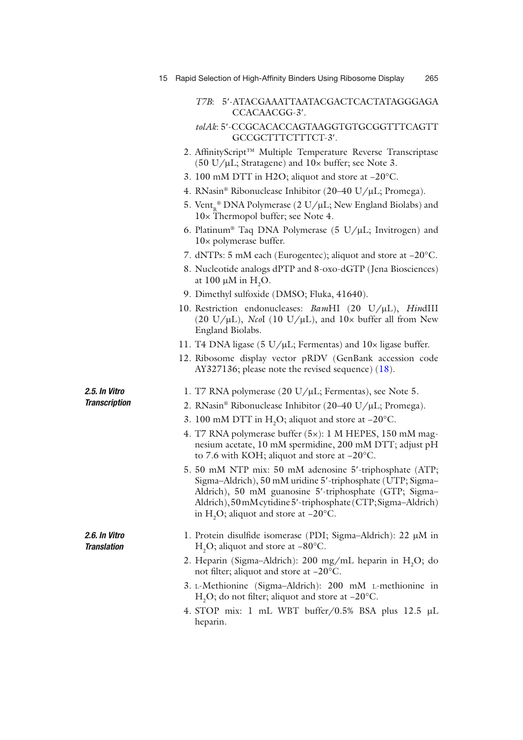*T7B*: 5′-ATACGAAATTAATACGACTCACTATAGGGAGACCACAACGG-3′.

*tolAk*: 5′-CCGCACACCAGTAAGGTGTGCGGTTTCAGTTGCCGCTTTCTTTCT-3′.

2. AffinityScript™ Multiple Temperature Reverse Transcriptase (50 U/μL; Stratagene) and 10× buffer; see Note 3.
3. 100 mM DTT in H2O; aliquot and store at −20°C.
4. RNasin® Ribonuclease Inhibitor (20–40 U/μL; Promega).
5. $Vent_R$® DNA Polymerase (2 U/μL; New England Biolabs) and 10× Thermopol buffer; see Note 4.
6. Platinum® Taq DNA Polymerase (5 U/μL; Invitrogen) and 10× polymerase buffer.
7. dNTPs: 5 mM each (Eurogentec); aliquot and store at −20°C.
8. Nucleotide analogs dPTP and 8-oxo-dGTP (Jena Biosciences) at 100 μM in $H_2O$.
9. Dimethyl sulfoxide (DMSO; Fluka, 41640).
10. Restriction endonucleases: *Bam*HI (20 U/μL), *Hin*dIII (20 U/μL), *Nco*I (10 U/μL), and 10× buffer all from New England Biolabs.
11. T4 DNA ligase (5 U/μL; Fermentas) and 10× ligase buffer.
12. Ribosome display vector pRDV (GenBank accession code AY327136; please note the revised sequence) (18).

### 2.5. In Vitro Transcription

1. T7 RNA polymerase (20 U/μL; Fermentas), see Note 5.
2. RNasin® Ribonuclease Inhibitor (20–40 U/μL; Promega).
3. 100 mM DTT in $H_2O$; aliquot and store at −20°C.
4. T7 RNA polymerase buffer (5×): 1 M HEPES, 150 mM magnesium acetate, 10 mM spermidine, 200 mM DTT; adjust pH to 7.6 with KOH; aliquot and store at −20°C.
5. 50 mM NTP mix: 50 mM adenosine 5′-triphosphate (ATP; Sigma–Aldrich), 50 mM uridine 5′-triphosphate (UTP; Sigma–Aldrich), 50 mM guanosine 5′-triphosphate (GTP; Sigma–Aldrich), 50 mM cytidine 5′-triphosphate (CTP; Sigma–Aldrich) in $H_2O$; aliquot and store at −20°C.

### 2.6. In Vitro Translation

1. Protein disulfide isomerase (PDI; Sigma–Aldrich): 22 μM in $H_2O$; aliquot and store at −80°C.
2. Heparin (Sigma–Aldrich): 200 mg/mL heparin in $H_2O$; do not filter; aliquot and store at −20°C.
3. L-Methionine (Sigma–Aldrich): 200 mM L-methionine in $H_2O$; do not filter; aliquot and store at −20°C.
4. STOP mix: 1 mL WBT buffer/0.5% BSA plus 12.5 μL heparin.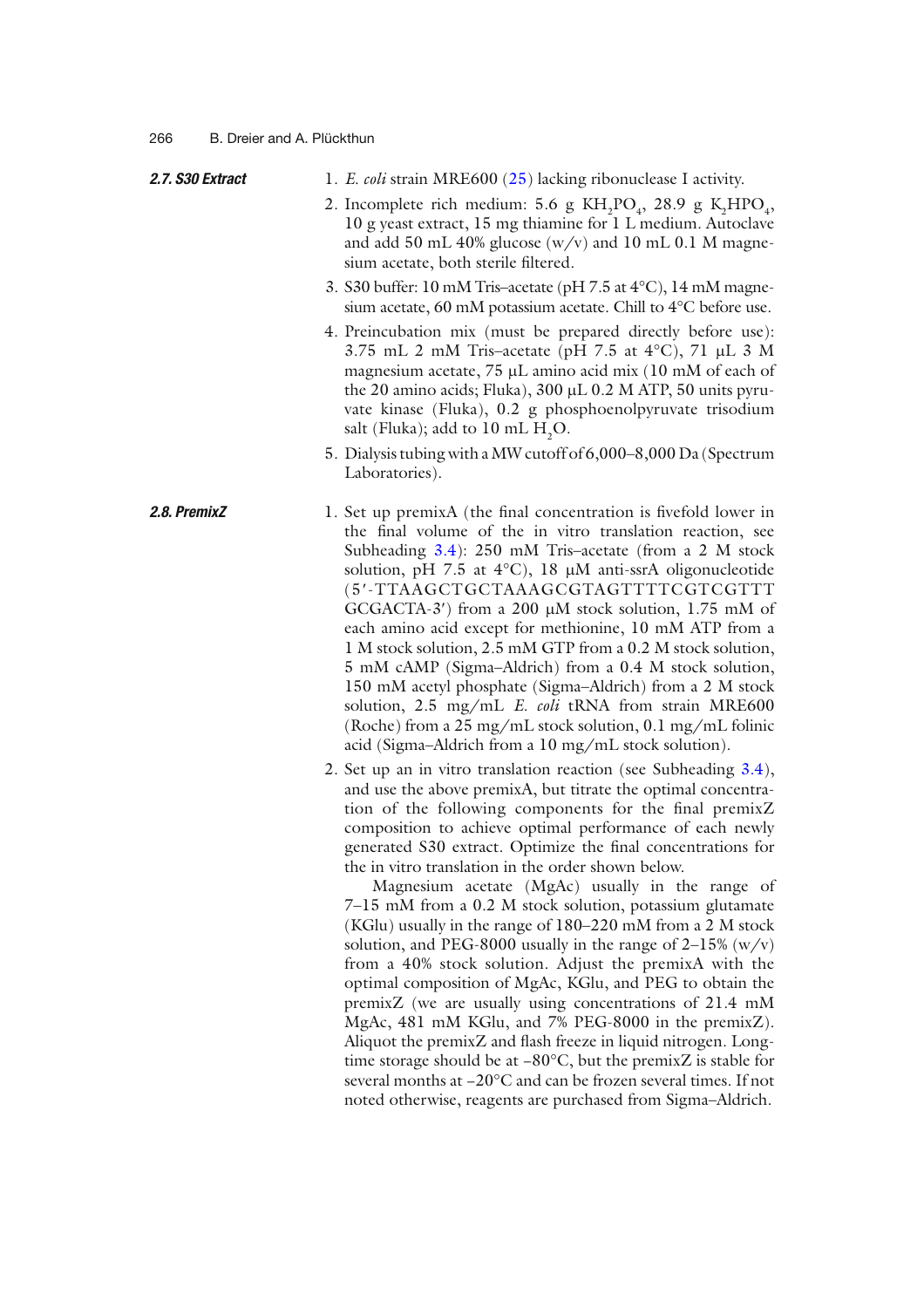### 2.7. S30 Extract

1. *E. coli* strain MRE600 (25) lacking ribonuclease I activity.
2. Incomplete rich medium: 5.6 g $KH_2PO_4$, 28.9 g $K_2HPO_4$, 10 g yeast extract, 15 mg thiamine for 1 L medium. Autoclave and add 50 mL 40% glucose (w/v) and 10 mL 0.1 M magnesium acetate, both sterile filtered.
3. S30 buffer: 10 mM Tris–acetate (pH 7.5 at 4°C), 14 mM magnesium acetate, 60 mM potassium acetate. Chill to 4°C before use.
4. Preincubation mix (must be prepared directly before use): 3.75 mL 2 mM Tris–acetate (pH 7.5 at 4°C), 71 μL 3 M magnesium acetate, 75 μL amino acid mix (10 mM of each of the 20 amino acids; Fluka), 300 μL 0.2 M ATP, 50 units pyruvate kinase (Fluka), 0.2 g phosphoenolpyruvate trisodium salt (Fluka); add to 10 mL $H_2O$.
5. Dialysis tubing with a MW cutoff of 6,000–8,000 Da (Spectrum Laboratories).

### 2.8. PremixZ

1. Set up premixA (the final concentration is fivefold lower in the final volume of the in vitro translation reaction, see Subheading 3.4): 250 mM Tris–acetate (from a 2 M stock solution, pH 7.5 at 4°C), 18 μM anti-ssrA oligonucleotide (5′-TTAAGCTGCTAAAGCGTAGTTTTCGTCGTTT GCGACTA-3′) from a 200 μM stock solution, 1.75 mM of each amino acid except for methionine, 10 mM ATP from a 1 M stock solution, 2.5 mM GTP from a 0.2 M stock solution, 5 mM cAMP (Sigma–Aldrich) from a 0.4 M stock solution, 150 mM acetyl phosphate (Sigma–Aldrich) from a 2 M stock solution, 2.5 mg/mL *E. coli* tRNA from strain MRE600 (Roche) from a 25 mg/mL stock solution, 0.1 mg/mL folinic acid (Sigma–Aldrich from a 10 mg/mL stock solution).
2. Set up an in vitro translation reaction (see Subheading 3.4), and use the above premixA, but titrate the optimal concentration of the following components for the final premixZ composition to achieve optimal performance of each newly generated S30 extract. Optimize the final concentrations for the in vitro translation in the order shown below.

   Magnesium acetate (MgAc) usually in the range of 7–15 mM from a 0.2 M stock solution, potassium glutamate (KGlu) usually in the range of 180–220 mM from a 2 M stock solution, and PEG-8000 usually in the range of 2–15% (w/v) from a 40% stock solution. Adjust the premixA with the optimal composition of MgAc, KGlu, and PEG to obtain the premixZ (we are usually using concentrations of 21.4 mM MgAc, 481 mM KGlu, and 7% PEG-8000 in the premixZ). Aliquot the premixZ and flash freeze in liquid nitrogen. Long-time storage should be at −80°C, but the premixZ is stable for several months at −20°C and can be frozen several times. If not noted otherwise, reagents are purchased from Sigma–Aldrich.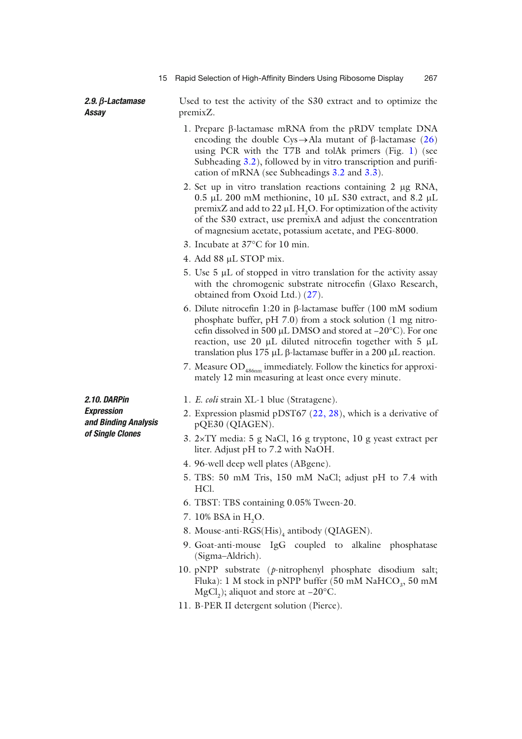### 2.9. β-Lactamase Assay

Used to test the activity of the S30 extract and to optimize the premixZ.

1. Prepare β-lactamase mRNA from the pRDV template DNA encoding the double Cys→Ala mutant of β-lactamase (26) using PCR with the T7B and tolAk primers (Fig. 1) (see Subheading 3.2), followed by in vitro transcription and purification of mRNA (see Subheadings 3.2 and 3.3).
2. Set up in vitro translation reactions containing 2 μg RNA, 0.5 μL 200 mM methionine, 10 μL S30 extract, and 8.2 μL premixZ and add to 22 μL $H_2O$. For optimization of the activity of the S30 extract, use premixA and adjust the concentration of magnesium acetate, potassium acetate, and PEG-8000.
3. Incubate at 37°C for 10 min.
4. Add 88 μL STOP mix.
5. Use 5 μL of stopped in vitro translation for the activity assay with the chromogenic substrate nitrocefin (Glaxo Research, obtained from Oxoid Ltd.) (27).
6. Dilute nitrocefin 1:20 in β-lactamase buffer (100 mM sodium phosphate buffer, pH 7.0) from a stock solution (1 mg nitrocefin dissolved in 500 μL DMSO and stored at −20°C). For one reaction, use 20 μL diluted nitrocefin together with 5 μL translation plus 175 μL β-lactamase buffer in a 200 μL reaction.
7. Measure $OD_{486nm}$ immediately. Follow the kinetics for approximately 12 min measuring at least once every minute.

### 2.10. DARPin Expression and Binding Analysis of Single Clones

1. *E. coli* strain XL-1 blue (Stratagene).
2. Expression plasmid pDST67 (22, 28), which is a derivative of pQE30 (QIAGEN).
3. 2×TY media: 5 g NaCl, 16 g tryptone, 10 g yeast extract per liter. Adjust pH to 7.2 with NaOH.
4. 96-well deep well plates (ABgene).
5. TBS: 50 mM Tris, 150 mM NaCl; adjust pH to 7.4 with HCl.
6. TBST: TBS containing 0.05% Tween-20.
7. 10% BSA in $H_2O$.
8. Mouse-anti-RGS$(His)_4$ antibody (QIAGEN).
9. Goat-anti-mouse IgG coupled to alkaline phosphatase (Sigma–Aldrich).
10. pNPP substrate (*p*-nitrophenyl phosphate disodium salt; Fluka): 1 M stock in pNPP buffer (50 mM $NaHCO_3$, 50 mM $MgCl_2$); aliquot and store at −20°C.
11. B-PER II detergent solution (Pierce).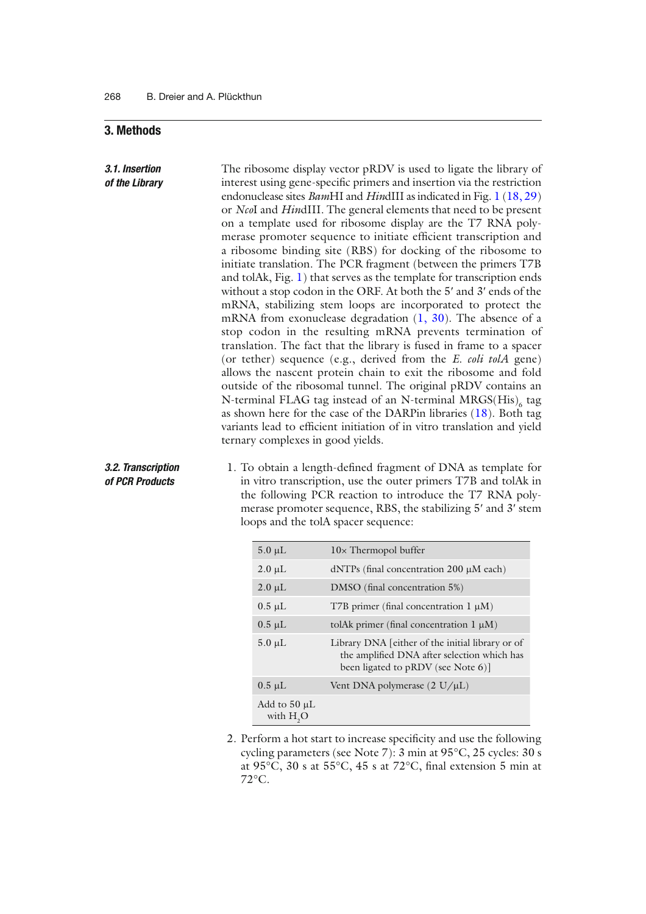## 3. Methods

### 3.1. Insertion of the Library

The ribosome display vector pRDV is used to ligate the library of interest using gene-specific primers and insertion via the restriction endonuclease sites *Bam*HI and *Hin*dIII as indicated in Fig. 1 (18, 29) or *Nco*I and *Hin*dIII. The general elements that need to be present on a template used for ribosome display are the T7 RNA polymerase promoter sequence to initiate efficient transcription and a ribosome binding site (RBS) for docking of the ribosome to initiate translation. The PCR fragment (between the primers T7B and tolAk, Fig. 1) that serves as the template for transcription ends without a stop codon in the ORF. At both the 5′ and 3′ ends of the mRNA, stabilizing stem loops are incorporated to protect the mRNA from exonuclease degradation (1, 30). The absence of a stop codon in the resulting mRNA prevents termination of translation. The fact that the library is fused in frame to a spacer (or tether) sequence (e.g., derived from the *E. coli tolA* gene) allows the nascent protein chain to exit the ribosome and fold outside of the ribosomal tunnel. The original pRDV contains an N-terminal FLAG tag instead of an N-terminal MRGS(His)$_6$ tag as shown here for the case of the DARPin libraries (18). Both tag variants lead to efficient initiation of in vitro translation and yield ternary complexes in good yields.

### 3.2. Transcription of PCR Products

1. To obtain a length-defined fragment of DNA as template for in vitro transcription, use the outer primers T7B and tolAk in the following PCR reaction to introduce the T7 RNA polymerase promoter sequence, RBS, the stabilizing 5′ and 3′ stem loops and the tolA spacer sequence:

| | |
|---|---|
| 5.0 µL | 10× Thermopol buffer |
| 2.0 µL | dNTPs (final concentration 200 µM each) |
| 2.0 µL | DMSO (final concentration 5%) |
| 0.5 µL | T7B primer (final concentration 1 µM) |
| 0.5 µL | tolAk primer (final concentration 1 µM) |
| 5.0 µL | Library DNA [either of the initial library or of the amplified DNA after selection which has been ligated to pRDV (see Note 6)] |
| 0.5 µL | Vent DNA polymerase (2 U/µL) |
| Add to 50 µL with $H_2O$ | |

2. Perform a hot start to increase specificity and use the following cycling parameters (see Note 7): 3 min at 95°C, 25 cycles: 30 s at 95°C, 30 s at 55°C, 45 s at 72°C, final extension 5 min at 72°C.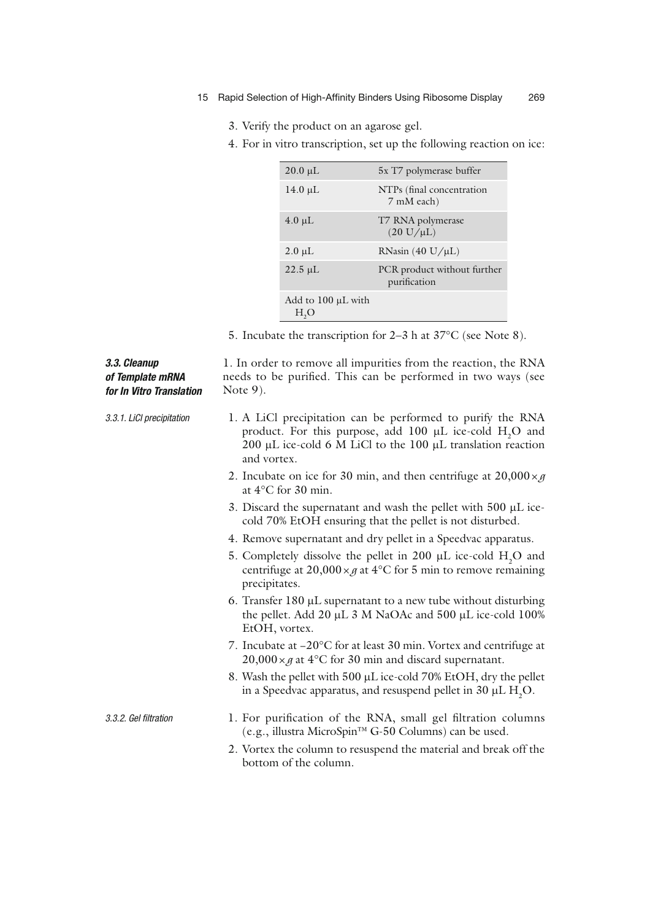3. Verify the product on an agarose gel.

4. For in vitro transcription, set up the following reaction on ice:

| | |
|---|---|
| 20.0 μL | 5x T7 polymerase buffer |
| 14.0 μL | NTPs (final concentration 7 mM each) |
| 4.0 μL | T7 RNA polymerase (20 U/μL) |
| 2.0 μL | RNasin (40 U/μL) |
| 22.5 μL | PCR product without further purification |
| Add to 100 μL with $H_2O$ | |

5. Incubate the transcription for 2–3 h at 37°C (see Note 8).

### 3.3. Cleanup of Template mRNA for In Vitro Translation

1. In order to remove all impurities from the reaction, the RNA needs to be purified. This can be performed in two ways (see Note 9).

#### 3.3.1. LiCl precipitation

1. A LiCl precipitation can be performed to purify the RNA product. For this purpose, add 100 μL ice-cold $H_2O$ and 200 μL ice-cold 6 M LiCl to the 100 μL translation reaction and vortex.
2. Incubate on ice for 30 min, and then centrifuge at 20,000 × *g* at 4°C for 30 min.
3. Discard the supernatant and wash the pellet with 500 μL ice-cold 70% EtOH ensuring that the pellet is not disturbed.
4. Remove supernatant and dry pellet in a Speedvac apparatus.
5. Completely dissolve the pellet in 200 μL ice-cold $H_2O$ and centrifuge at 20,000 × *g* at 4°C for 5 min to remove remaining precipitates.
6. Transfer 180 μL supernatant to a new tube without disturbing the pellet. Add 20 μL 3 M NaOAc and 500 μL ice-cold 100% EtOH, vortex.
7. Incubate at −20°C for at least 30 min. Vortex and centrifuge at 20,000 × *g* at 4°C for 30 min and discard supernatant.
8. Wash the pellet with 500 μL ice-cold 70% EtOH, dry the pellet in a Speedvac apparatus, and resuspend pellet in 30 μL $H_2O$.

#### 3.3.2. Gel filtration

1. For purification of the RNA, small gel filtration columns (e.g., illustra MicroSpin™ G-50 Columns) can be used.
2. Vortex the column to resuspend the material and break off the bottom of the column.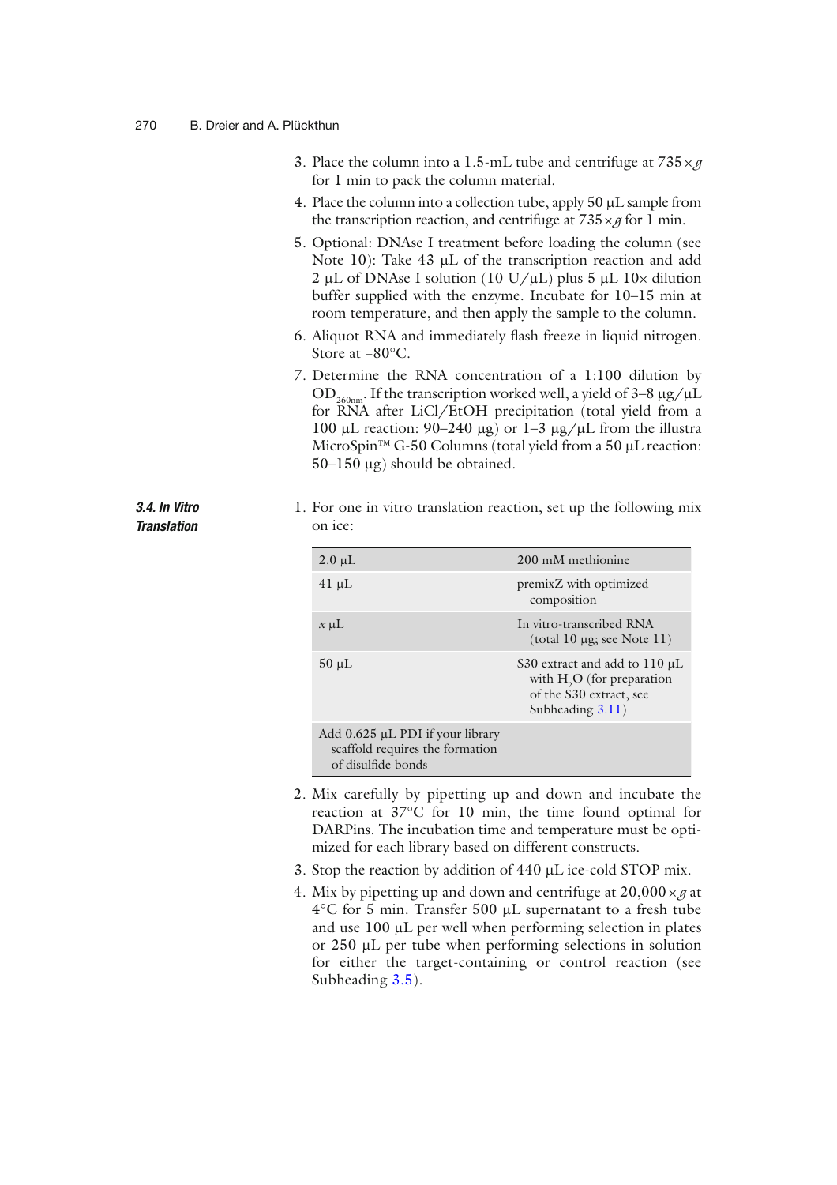3. Place the column into a 1.5-mL tube and centrifuge at $735\times g$ for 1 min to pack the column material.
4. Place the column into a collection tube, apply 50 μL sample from the transcription reaction, and centrifuge at $735\times g$ for 1 min.
5. Optional: DNAse I treatment before loading the column (see Note 10): Take 43 μL of the transcription reaction and add 2 μL of DNAse I solution (10 U/μL) plus 5 μL 10× dilution buffer supplied with the enzyme. Incubate for 10–15 min at room temperature, and then apply the sample to the column.
6. Aliquot RNA and immediately flash freeze in liquid nitrogen. Store at −80°C.
7. Determine the RNA concentration of a 1:100 dilution by $OD_{260nm}$. If the transcription worked well, a yield of 3–8 μg/μL for RNA after LiCl/EtOH precipitation (total yield from a 100 μL reaction: 90–240 μg) or 1–3 μg/μL from the illustra MicroSpin™ G-50 Columns (total yield from a 50 μL reaction: 50–150 μg) should be obtained.

### *3.4. In Vitro Translation*

1. For one in vitro translation reaction, set up the following mix on ice:

| | |
|---|---|
| 2.0 μL | 200 mM methionine |
| 41 μL | premixZ with optimized composition |
| *x* μL | In vitro-transcribed RNA (total 10 μg; see Note 11) |
| 50 μL | S30 extract and add to 110 μL with $H_2O$ (for preparation of the S30 extract, see Subheading 3.11) |
| Add 0.625 μL PDI if your library scaffold requires the formation of disulfide bonds | |

2. Mix carefully by pipetting up and down and incubate the reaction at 37°C for 10 min, the time found optimal for DARPins. The incubation time and temperature must be optimized for each library based on different constructs.
3. Stop the reaction by addition of 440 μL ice-cold STOP mix.
4. Mix by pipetting up and down and centrifuge at $20{,}000\times g$ at 4°C for 5 min. Transfer 500 μL supernatant to a fresh tube and use 100 μL per well when performing selection in plates or 250 μL per tube when performing selections in solution for either the target-containing or control reaction (see Subheading 3.5).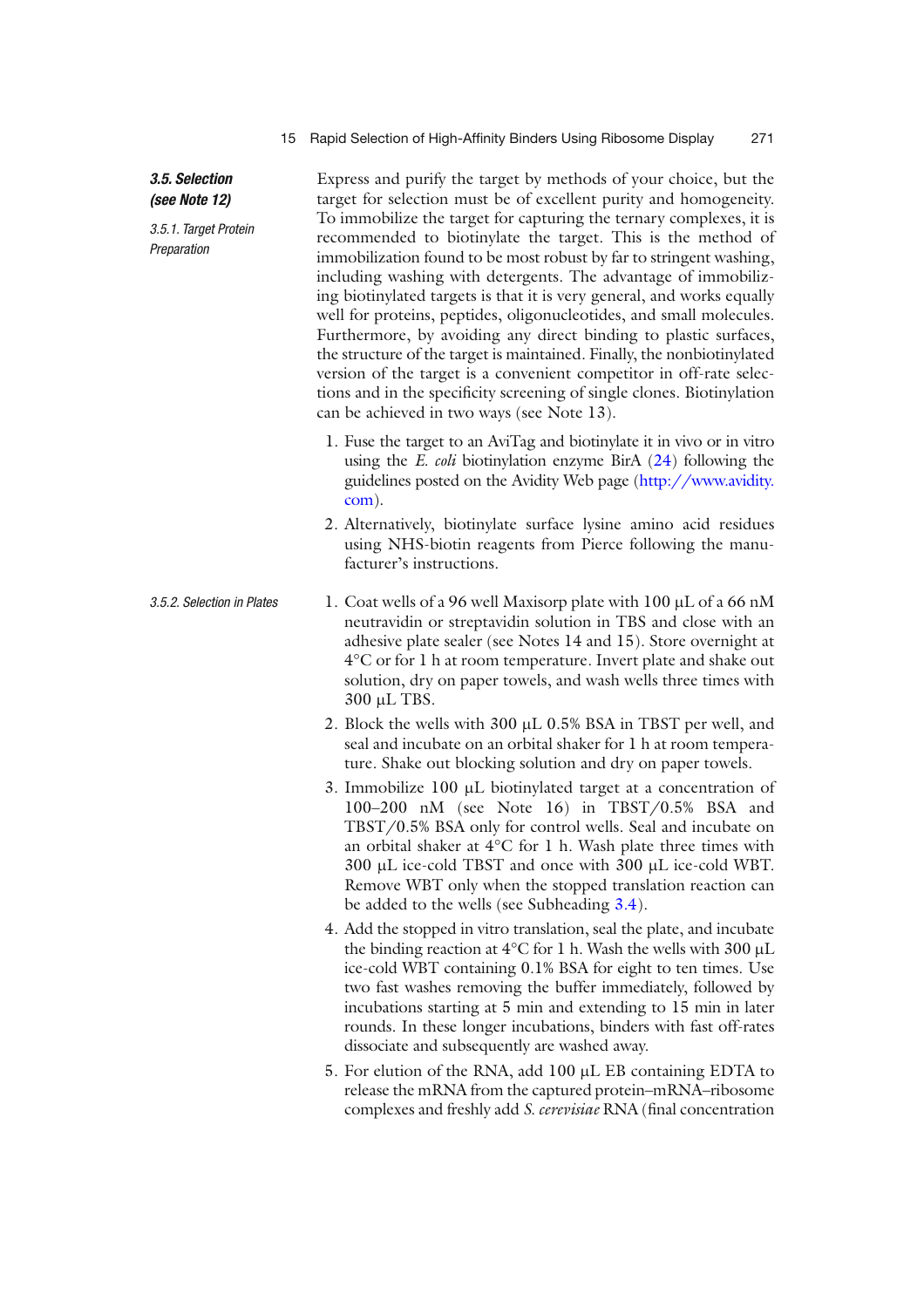### 3.5. Selection (see Note 12)

#### 3.5.1. Target Protein Preparation

Express and purify the target by methods of your choice, but the target for selection must be of excellent purity and homogeneity. To immobilize the target for capturing the ternary complexes, it is recommended to biotinylate the target. This is the method of immobilization found to be most robust by far to stringent washing, including washing with detergents. The advantage of immobilizing biotinylated targets is that it is very general, and works equally well for proteins, peptides, oligonucleotides, and small molecules. Furthermore, by avoiding any direct binding to plastic surfaces, the structure of the target is maintained. Finally, the nonbiotinylated version of the target is a convenient competitor in off-rate selections and in the specificity screening of single clones. Biotinylation can be achieved in two ways (see Note 13).

1. Fuse the target to an AviTag and biotinylate it in vivo or in vitro using the *E. coli* biotinylation enzyme BirA (24) following the guidelines posted on the Avidity Web page (http://www.avidity.com).
2. Alternatively, biotinylate surface lysine amino acid residues using NHS-biotin reagents from Pierce following the manufacturer's instructions.

#### 3.5.2. Selection in Plates

1. Coat wells of a 96 well Maxisorp plate with 100 μL of a 66 nM neutravidin or streptavidin solution in TBS and close with an adhesive plate sealer (see Notes 14 and 15). Store overnight at 4°C or for 1 h at room temperature. Invert plate and shake out solution, dry on paper towels, and wash wells three times with 300 μL TBS.
2. Block the wells with 300 μL 0.5% BSA in TBST per well, and seal and incubate on an orbital shaker for 1 h at room temperature. Shake out blocking solution and dry on paper towels.
3. Immobilize 100 μL biotinylated target at a concentration of 100–200 nM (see Note 16) in TBST/0.5% BSA and TBST/0.5% BSA only for control wells. Seal and incubate on an orbital shaker at 4°C for 1 h. Wash plate three times with 300 μL ice-cold TBST and once with 300 μL ice-cold WBT. Remove WBT only when the stopped translation reaction can be added to the wells (see Subheading 3.4).
4. Add the stopped in vitro translation, seal the plate, and incubate the binding reaction at 4°C for 1 h. Wash the wells with 300 μL ice-cold WBT containing 0.1% BSA for eight to ten times. Use two fast washes removing the buffer immediately, followed by incubations starting at 5 min and extending to 15 min in later rounds. In these longer incubations, binders with fast off-rates dissociate and subsequently are washed away.
5. For elution of the RNA, add 100 μL EB containing EDTA to release the mRNA from the captured protein–mRNA–ribosome complexes and freshly add *S. cerevisiae* RNA (final concentration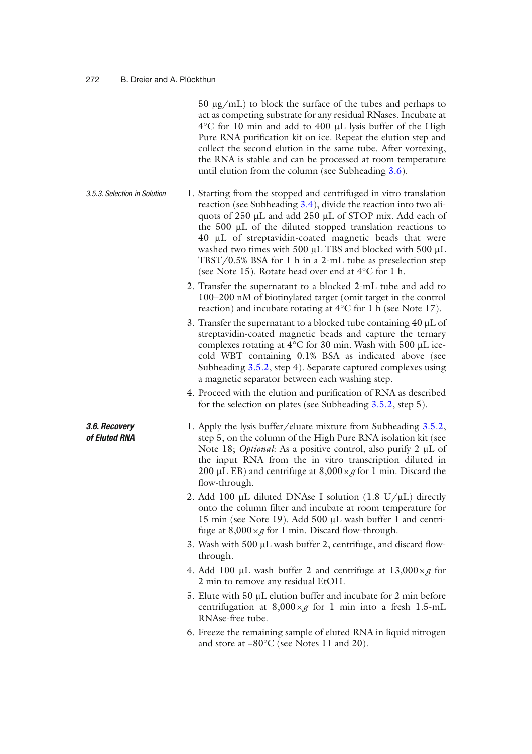50 μg/mL) to block the surface of the tubes and perhaps to act as competing substrate for any residual RNases. Incubate at 4°C for 10 min and add to 400 μL lysis buffer of the High Pure RNA purification kit on ice. Repeat the elution step and collect the second elution in the same tube. After vortexing, the RNA is stable and can be processed at room temperature until elution from the column (see Subheading 3.6).

#### *3.5.3. Selection in Solution*

1. Starting from the stopped and centrifuged in vitro translation reaction (see Subheading 3.4), divide the reaction into two aliquots of 250 μL and add 250 μL of STOP mix. Add each of the 500 μL of the diluted stopped translation reactions to 40 μL of streptavidin-coated magnetic beads that were washed two times with 500 μL TBS and blocked with 500 μL TBST/0.5% BSA for 1 h in a 2-mL tube as preselection step (see Note 15). Rotate head over end at 4°C for 1 h.
2. Transfer the supernatant to a blocked 2-mL tube and add to 100–200 nM of biotinylated target (omit target in the control reaction) and incubate rotating at 4°C for 1 h (see Note 17).
3. Transfer the supernatant to a blocked tube containing 40 μL of streptavidin-coated magnetic beads and capture the ternary complexes rotating at 4°C for 30 min. Wash with 500 μL ice-cold WBT containing 0.1% BSA as indicated above (see Subheading 3.5.2, step 4). Separate captured complexes using a magnetic separator between each washing step.
4. Proceed with the elution and purification of RNA as described for the selection on plates (see Subheading 3.5.2, step 5).

### *3.6. Recovery of Eluted RNA*

1. Apply the lysis buffer/eluate mixture from Subheading 3.5.2, step 5, on the column of the High Pure RNA isolation kit (see Note 18; *Optional*: As a positive control, also purify 2 μL of the input RNA from the in vitro transcription diluted in 200 μL EB) and centrifuge at 8,000 × *g* for 1 min. Discard the flow-through.
2. Add 100 μL diluted DNAse I solution (1.8 U/μL) directly onto the column filter and incubate at room temperature for 15 min (see Note 19). Add 500 μL wash buffer 1 and centrifuge at 8,000 × *g* for 1 min. Discard flow-through.
3. Wash with 500 μL wash buffer 2, centrifuge, and discard flow-through.
4. Add 100 μL wash buffer 2 and centrifuge at 13,000 × *g* for 2 min to remove any residual EtOH.
5. Elute with 50 μL elution buffer and incubate for 2 min before centrifugation at 8,000 × *g* for 1 min into a fresh 1.5-mL RNAse-free tube.
6. Freeze the remaining sample of eluted RNA in liquid nitrogen and store at −80°C (see Notes 11 and 20).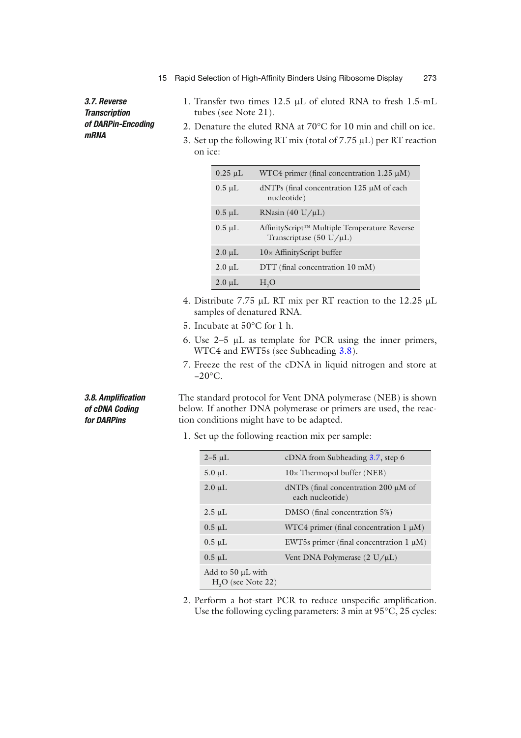### 3.7. Reverse Transcription of DARPin-Encoding mRNA

1. Transfer two times 12.5 µL of eluted RNA to fresh 1.5-mL tubes (see Note 21).
2. Denature the eluted RNA at 70°C for 10 min and chill on ice.
3. Set up the following RT mix (total of 7.75 µL) per RT reaction on ice:

| | |
|---|---|
| 0.25 µL | WTC4 primer (final concentration 1.25 µM) |
| 0.5 µL | dNTPs (final concentration 125 µM of each nucleotide) |
| 0.5 µL | RNasin (40 U/µL) |
| 0.5 µL | AffinityScript™ Multiple Temperature Reverse Transcriptase (50 U/µL) |
| 2.0 µL | 10× AffinityScript buffer |
| 2.0 µL | DTT (final concentration 10 mM) |
| 2.0 µL | $H_2O$ |

4. Distribute 7.75 µL RT mix per RT reaction to the 12.25 µL samples of denatured RNA.
5. Incubate at 50°C for 1 h.
6. Use 2–5 µL as template for PCR using the inner primers, WTC4 and EWT5s (see Subheading 3.8).
7. Freeze the rest of the cDNA in liquid nitrogen and store at –20°C.

### 3.8. Amplification of cDNA Coding for DARPins

The standard protocol for Vent DNA polymerase (NEB) is shown below. If another DNA polymerase or primers are used, the reaction conditions might have to be adapted.

1. Set up the following reaction mix per sample:

| | |
|---|---|
| 2–5 µL | cDNA from Subheading 3.7, step 6 |
| 5.0 µL | 10× Thermopol buffer (NEB) |
| 2.0 µL | dNTPs (final concentration 200 µM of each nucleotide) |
| 2.5 µL | DMSO (final concentration 5%) |
| 0.5 µL | WTC4 primer (final concentration 1 µM) |
| 0.5 µL | EWT5s primer (final concentration 1 µM) |
| 0.5 µL | Vent DNA Polymerase (2 U/µL) |
| Add to 50 µL with $H_2O$ (see Note 22) | |

2. Perform a hot-start PCR to reduce unspecific amplification. Use the following cycling parameters: 3 min at 95°C, 25 cycles: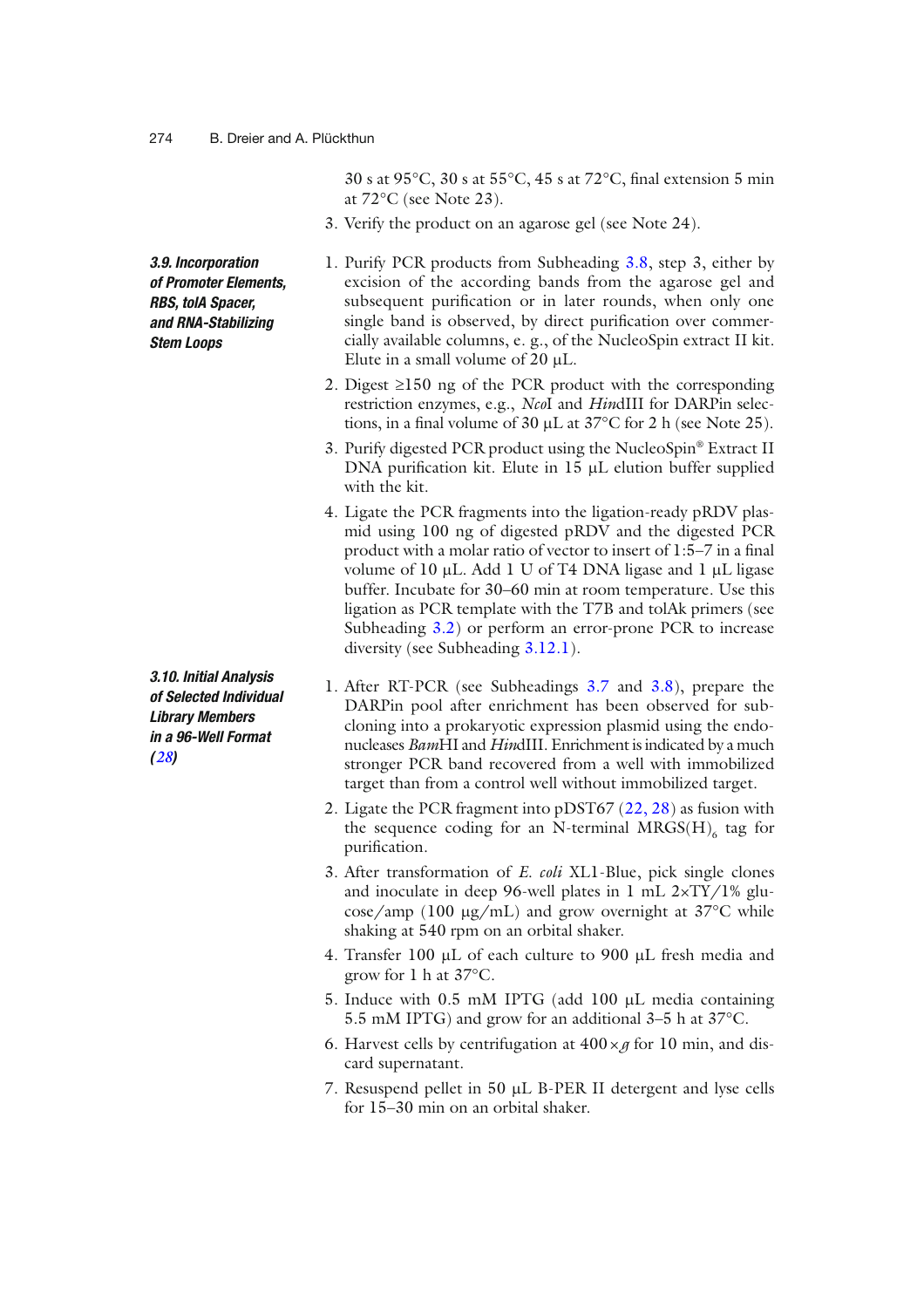30 s at 95°C, 30 s at 55°C, 45 s at 72°C, final extension 5 min at 72°C (see Note 23).

3. Verify the product on an agarose gel (see Note 24).

### 3.9. Incorporation of Promoter Elements, RBS, tolA Spacer, and RNA-Stabilizing Stem Loops

1. Purify PCR products from Subheading 3.8, step 3, either by excision of the according bands from the agarose gel and subsequent purification or in later rounds, when only one single band is observed, by direct purification over commercially available columns, e. g., of the NucleoSpin extract II kit. Elute in a small volume of 20 µL.
2. Digest ≥150 ng of the PCR product with the corresponding restriction enzymes, e.g., *Nco*I and *Hin*dIII for DARPin selections, in a final volume of 30 µL at 37°C for 2 h (see Note 25).
3. Purify digested PCR product using the NucleoSpin® Extract II DNA purification kit. Elute in 15 µL elution buffer supplied with the kit.
4. Ligate the PCR fragments into the ligation-ready pRDV plasmid using 100 ng of digested pRDV and the digested PCR product with a molar ratio of vector to insert of 1:5–7 in a final volume of 10 µL. Add 1 U of T4 DNA ligase and 1 µL ligase buffer. Incubate for 30–60 min at room temperature. Use this ligation as PCR template with the T7B and tolAk primers (see Subheading 3.2) or perform an error-prone PCR to increase diversity (see Subheading 3.12.1).

### 3.10. Initial Analysis of Selected Individual Library Members in a 96-Well Format (28)

1. After RT-PCR (see Subheadings 3.7 and 3.8), prepare the DARPin pool after enrichment has been observed for subcloning into a prokaryotic expression plasmid using the endonucleases *Bam*HI and *Hin*dIII. Enrichment is indicated by a much stronger PCR band recovered from a well with immobilized target than from a control well without immobilized target.
2. Ligate the PCR fragment into pDST67 (22, 28) as fusion with the sequence coding for an N-terminal MRGS$(H)_6$ tag for purification.
3. After transformation of *E. coli* XL1-Blue, pick single clones and inoculate in deep 96-well plates in 1 mL 2×TY/1% glucose/amp (100 µg/mL) and grow overnight at 37°C while shaking at 540 rpm on an orbital shaker.
4. Transfer 100 µL of each culture to 900 µL fresh media and grow for 1 h at 37°C.
5. Induce with 0.5 mM IPTG (add 100 µL media containing 5.5 mM IPTG) and grow for an additional 3–5 h at 37°C.
6. Harvest cells by centrifugation at 400 × *g* for 10 min, and discard supernatant.
7. Resuspend pellet in 50 µL B-PER II detergent and lyse cells for 15–30 min on an orbital shaker.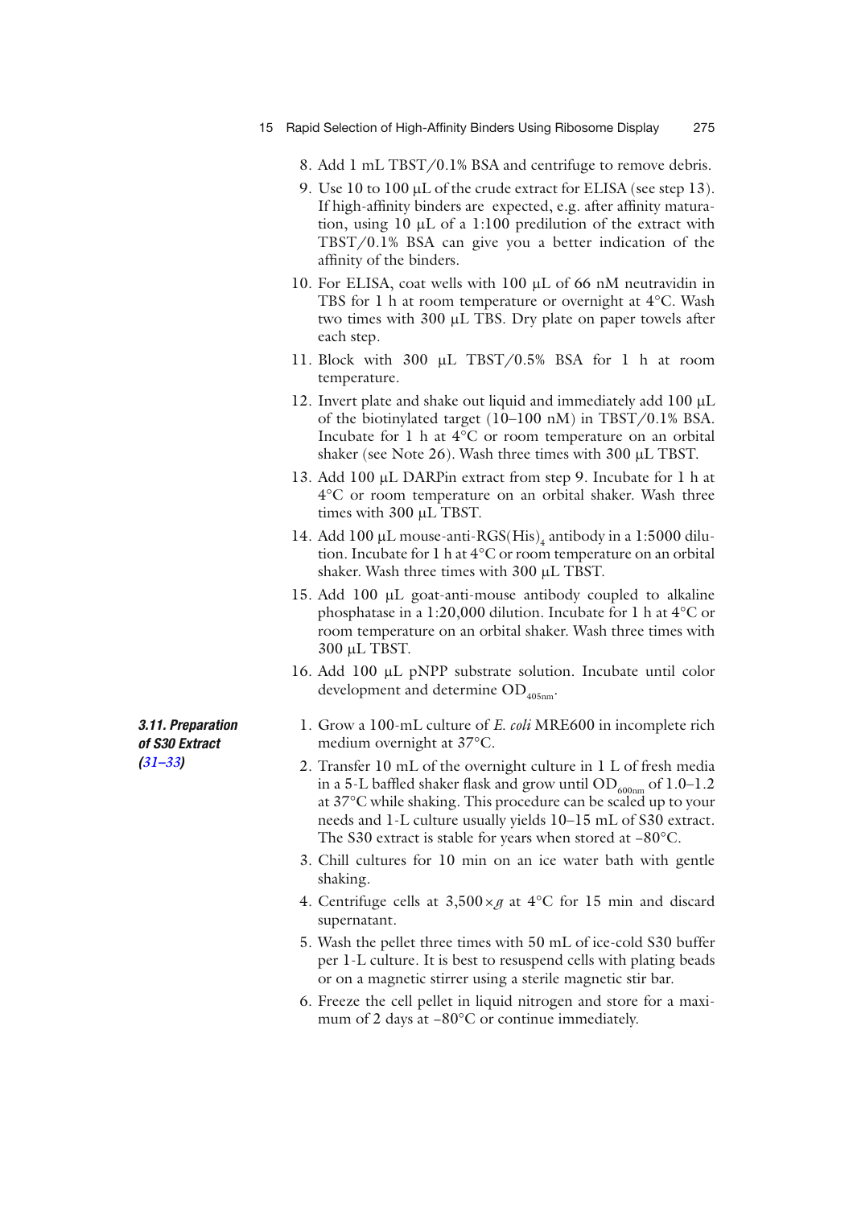8. Add 1 mL TBST/0.1% BSA and centrifuge to remove debris.
9. Use 10 to 100 μL of the crude extract for ELISA (see step 13). If high-affinity binders are expected, e.g. after affinity maturation, using 10 μL of a 1:100 predilution of the extract with TBST/0.1% BSA can give you a better indication of the affinity of the binders.
10. For ELISA, coat wells with 100 μL of 66 nM neutravidin in TBS for 1 h at room temperature or overnight at 4°C. Wash two times with 300 μL TBS. Dry plate on paper towels after each step.
11. Block with 300 μL TBST/0.5% BSA for 1 h at room temperature.
12. Invert plate and shake out liquid and immediately add 100 μL of the biotinylated target (10–100 nM) in TBST/0.1% BSA. Incubate for 1 h at 4°C or room temperature on an orbital shaker (see Note 26). Wash three times with 300 μL TBST.
13. Add 100 μL DARPin extract from step 9. Incubate for 1 h at 4°C or room temperature on an orbital shaker. Wash three times with 300 μL TBST.
14. Add 100 μL mouse-anti-RGS(His)$_4$ antibody in a 1:5000 dilution. Incubate for 1 h at 4°C or room temperature on an orbital shaker. Wash three times with 300 μL TBST.
15. Add 100 μL goat-anti-mouse antibody coupled to alkaline phosphatase in a 1:20,000 dilution. Incubate for 1 h at 4°C or room temperature on an orbital shaker. Wash three times with 300 μL TBST.
16. Add 100 μL pNPP substrate solution. Incubate until color development and determine $OD_{405nm}$.

### 3.11. Preparation of S30 Extract (31–33)

1. Grow a 100-mL culture of *E. coli* MRE600 in incomplete rich medium overnight at 37°C.
2. Transfer 10 mL of the overnight culture in 1 L of fresh media in a 5-L baffled shaker flask and grow until $OD_{600nm}$ of 1.0–1.2 at 37°C while shaking. This procedure can be scaled up to your needs and 1-L culture usually yields 10–15 mL of S30 extract. The S30 extract is stable for years when stored at −80°C.
3. Chill cultures for 10 min on an ice water bath with gentle shaking.
4. Centrifuge cells at 3,500 × *g* at 4°C for 15 min and discard supernatant.
5. Wash the pellet three times with 50 mL of ice-cold S30 buffer per 1-L culture. It is best to resuspend cells with plating beads or on a magnetic stirrer using a sterile magnetic stir bar.
6. Freeze the cell pellet in liquid nitrogen and store for a maximum of 2 days at −80°C or continue immediately.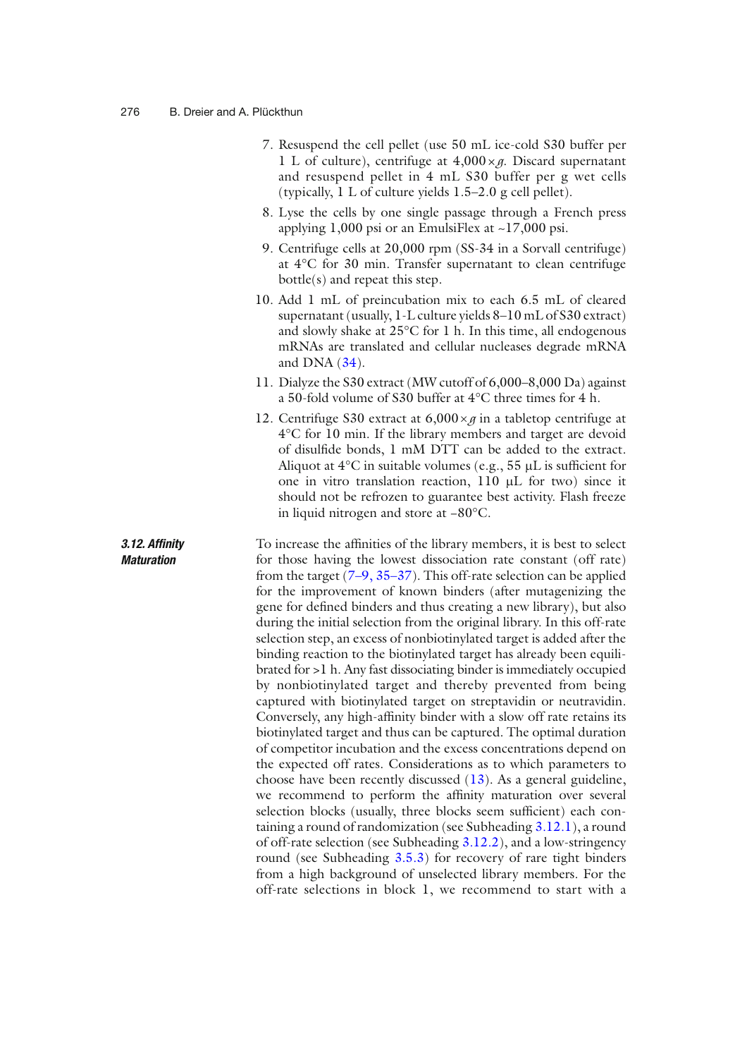7. Resuspend the cell pellet (use 50 mL ice-cold S30 buffer per 1 L of culture), centrifuge at 4,000 × *g*. Discard supernatant and resuspend pellet in 4 mL S30 buffer per g wet cells (typically, 1 L of culture yields 1.5–2.0 g cell pellet).
8. Lyse the cells by one single passage through a French press applying 1,000 psi or an EmulsiFlex at ~17,000 psi.
9. Centrifuge cells at 20,000 rpm (SS-34 in a Sorvall centrifuge) at 4°C for 30 min. Transfer supernatant to clean centrifuge bottle(s) and repeat this step.
10. Add 1 mL of preincubation mix to each 6.5 mL of cleared supernatant (usually, 1-L culture yields 8–10 mL of S30 extract) and slowly shake at 25°C for 1 h. In this time, all endogenous mRNAs are translated and cellular nucleases degrade mRNA and DNA (34).
11. Dialyze the S30 extract (MW cutoff of 6,000–8,000 Da) against a 50-fold volume of S30 buffer at 4°C three times for 4 h.
12. Centrifuge S30 extract at 6,000 × *g* in a tabletop centrifuge at 4°C for 10 min. If the library members and target are devoid of disulfide bonds, 1 mM DTT can be added to the extract. Aliquot at 4°C in suitable volumes (e.g., 55 μL is sufficient for one in vitro translation reaction, 110 μL for two) since it should not be refrozen to guarantee best activity. Flash freeze in liquid nitrogen and store at −80°C.

### 3.12. Affinity Maturation

To increase the affinities of the library members, it is best to select for those having the lowest dissociation rate constant (off rate) from the target (7–9, 35–37). This off-rate selection can be applied for the improvement of known binders (after mutagenizing the gene for defined binders and thus creating a new library), but also during the initial selection from the original library. In this off-rate selection step, an excess of nonbiotinylated target is added after the binding reaction to the biotinylated target has already been equilibrated for >1 h. Any fast dissociating binder is immediately occupied by nonbiotinylated target and thereby prevented from being captured with biotinylated target on streptavidin or neutravidin. Conversely, any high-affinity binder with a slow off rate retains its biotinylated target and thus can be captured. The optimal duration of competitor incubation and the excess concentrations depend on the expected off rates. Considerations as to which parameters to choose have been recently discussed (13). As a general guideline, we recommend to perform the affinity maturation over several selection blocks (usually, three blocks seem sufficient) each containing a round of randomization (see Subheading 3.12.1), a round of off-rate selection (see Subheading 3.12.2), and a low-stringency round (see Subheading 3.5.3) for recovery of rare tight binders from a high background of unselected library members. For the off-rate selections in block 1, we recommend to start with a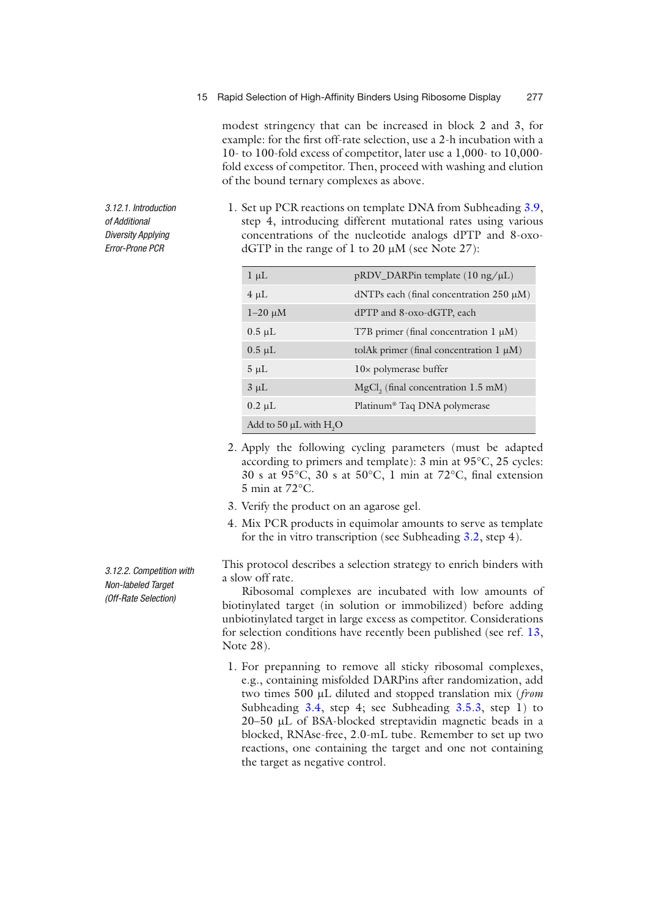modest stringency that can be increased in block 2 and 3, for example: for the first off-rate selection, use a 2-h incubation with a 10- to 100-fold excess of competitor, later use a 1,000- to 10,000-fold excess of competitor. Then, proceed with washing and elution of the bound ternary complexes as above.

#### *3.12.1. Introduction of Additional Diversity Applying Error-Prone PCR*

1. Set up PCR reactions on template DNA from Subheading 3.9, step 4, introducing different mutational rates using various concentrations of the nucleotide analogs dPTP and 8-oxo-dGTP in the range of 1 to 20 μM (see Note 27):

| | |
|---|---|
| 1 μL | pRDV_DARPin template (10 ng/μL) |
| 4 μL | dNTPs each (final concentration 250 μM) |
| 1–20 μM | dPTP and 8-oxo-dGTP, each |
| 0.5 μL | T7B primer (final concentration 1 μM) |
| 0.5 μL | tolAk primer (final concentration 1 μM) |
| 5 μL | 10× polymerase buffer |
| 3 μL | $MgCl_2$ (final concentration 1.5 mM) |
| 0.2 μL | Platinum® Taq DNA polymerase |
| Add to 50 μL with $H_2O$ | |

2. Apply the following cycling parameters (must be adapted according to primers and template): 3 min at 95°C, 25 cycles: 30 s at 95°C, 30 s at 50°C, 1 min at 72°C, final extension 5 min at 72°C.
3. Verify the product on an agarose gel.
4. Mix PCR products in equimolar amounts to serve as template for the in vitro transcription (see Subheading 3.2, step 4).

#### *3.12.2. Competition with Non-labeled Target (Off-Rate Selection)*

This protocol describes a selection strategy to enrich binders with a slow off rate.

Ribosomal complexes are incubated with low amounts of biotinylated target (in solution or immobilized) before adding unbiotinylated target in large excess as competitor. Considerations for selection conditions have recently been published (see ref. 13, Note 28).

1. For prepanning to remove all sticky ribosomal complexes, e.g., containing misfolded DARPins after randomization, add two times 500 μL diluted and stopped translation mix (*from* Subheading 3.4, step 4; see Subheading 3.5.3, step 1) to 20–50 μL of BSA-blocked streptavidin magnetic beads in a blocked, RNAse-free, 2.0-mL tube. Remember to set up two reactions, one containing the target and one not containing the target as negative control.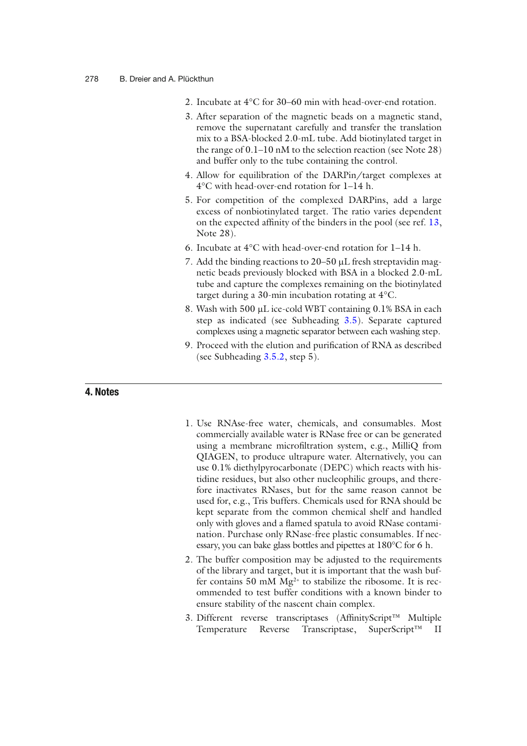2. Incubate at 4°C for 30–60 min with head-over-end rotation.
3. After separation of the magnetic beads on a magnetic stand, remove the supernatant carefully and transfer the translation mix to a BSA-blocked 2.0-mL tube. Add biotinylated target in the range of 0.1–10 nM to the selection reaction (see Note 28) and buffer only to the tube containing the control.
4. Allow for equilibration of the DARPin/target complexes at 4°C with head-over-end rotation for 1–14 h.
5. For competition of the complexed DARPins, add a large excess of nonbiotinylated target. The ratio varies dependent on the expected affinity of the binders in the pool (see ref. 13, Note 28).
6. Incubate at 4°C with head-over-end rotation for 1–14 h.
7. Add the binding reactions to 20–50 μL fresh streptavidin magnetic beads previously blocked with BSA in a blocked 2.0-mL tube and capture the complexes remaining on the biotinylated target during a 30-min incubation rotating at 4°C.
8. Wash with 500 μL ice-cold WBT containing 0.1% BSA in each step as indicated (see Subheading 3.5). Separate captured complexes using a magnetic separator between each washing step.
9. Proceed with the elution and purification of RNA as described (see Subheading 3.5.2, step 5).

## 4. Notes

1. Use RNAse-free water, chemicals, and consumables. Most commercially available water is RNase free or can be generated using a membrane microfiltration system, e.g., MilliQ from QIAGEN, to produce ultrapure water. Alternatively, you can use 0.1% diethylpyrocarbonate (DEPC) which reacts with histidine residues, but also other nucleophilic groups, and therefore inactivates RNases, but for the same reason cannot be used for, e.g., Tris buffers. Chemicals used for RNA should be kept separate from the common chemical shelf and handled only with gloves and a flamed spatula to avoid RNase contamination. Purchase only RNase-free plastic consumables. If necessary, you can bake glass bottles and pipettes at 180°C for 6 h.
2. The buffer composition may be adjusted to the requirements of the library and target, but it is important that the wash buffer contains 50 mM $Mg^{2+}$ to stabilize the ribosome. It is recommended to test buffer conditions with a known binder to ensure stability of the nascent chain complex.
3. Different reverse transcriptases (AffinityScript™ Multiple Temperature Reverse Transcriptase, SuperScript™ II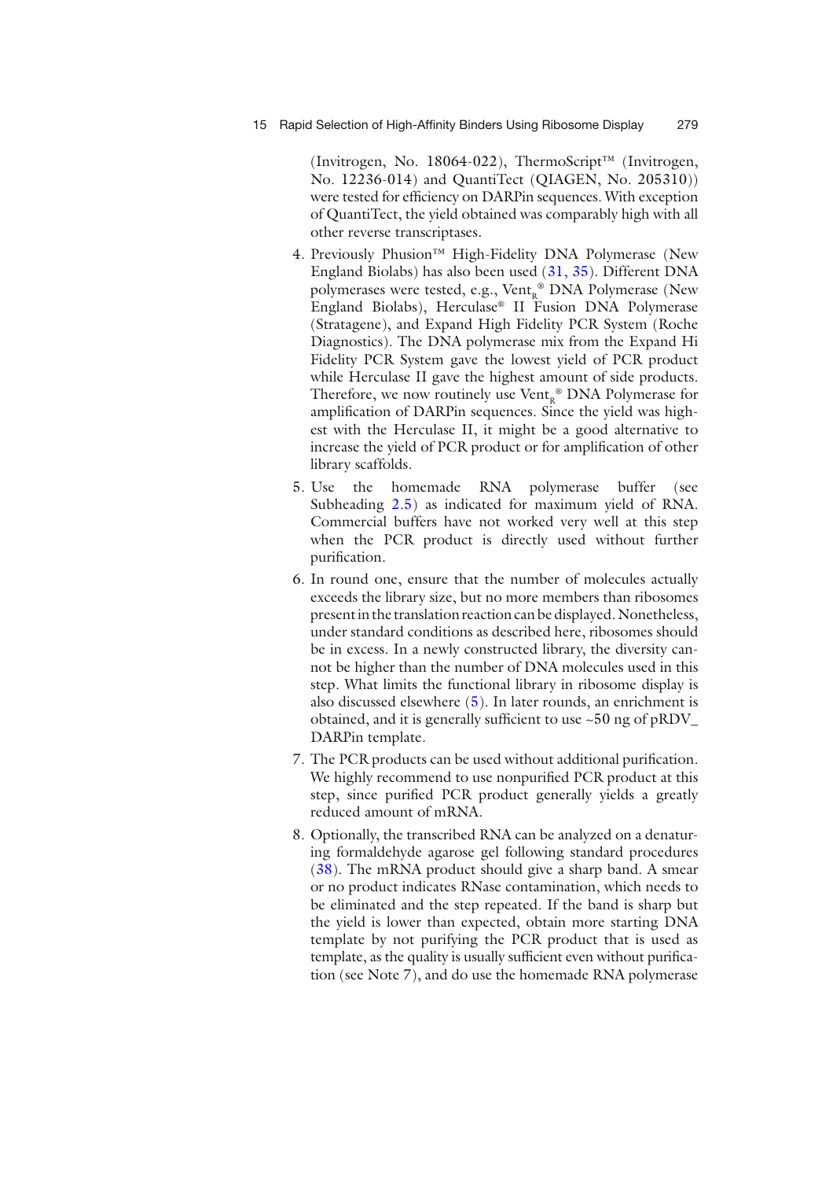(Invitrogen, No. 18064-022), ThermoScript™ (Invitrogen, No. 12236-014) and QuantiTect (QIAGEN, No. 205310)) were tested for efficiency on DARPin sequences. With exception of QuantiTect, the yield obtained was comparably high with all other reverse transcriptases.

4. Previously Phusion™ High-Fidelity DNA Polymerase (New England Biolabs) has also been used (31, 35). Different DNA polymerases were tested, e.g., $\text{Vent}_{\text{R}}$® DNA Polymerase (New England Biolabs), Herculase® II Fusion DNA Polymerase (Stratagene), and Expand High Fidelity PCR System (Roche Diagnostics). The DNA polymerase mix from the Expand Hi Fidelity PCR System gave the lowest yield of PCR product while Herculase II gave the highest amount of side products. Therefore, we now routinely use $\text{Vent}_{\text{R}}$® DNA Polymerase for amplification of DARPin sequences. Since the yield was highest with the Herculase II, it might be a good alternative to increase the yield of PCR product or for amplification of other library scaffolds.

5. Use the homemade RNA polymerase buffer (see Subheading 2.5) as indicated for maximum yield of RNA. Commercial buffers have not worked very well at this step when the PCR product is directly used without further purification.

6. In round one, ensure that the number of molecules actually exceeds the library size, but no more members than ribosomes present in the translation reaction can be displayed. Nonetheless, under standard conditions as described here, ribosomes should be in excess. In a newly constructed library, the diversity cannot be higher than the number of DNA molecules used in this step. What limits the functional library in ribosome display is also discussed elsewhere (5). In later rounds, an enrichment is obtained, and it is generally sufficient to use ~50 ng of pRDV_DARPin template.

7. The PCR products can be used without additional purification. We highly recommend to use nonpurified PCR product at this step, since purified PCR product generally yields a greatly reduced amount of mRNA.

8. Optionally, the transcribed RNA can be analyzed on a denaturing formaldehyde agarose gel following standard procedures (38). The mRNA product should give a sharp band. A smear or no product indicates RNase contamination, which needs to be eliminated and the step repeated. If the band is sharp but the yield is lower than expected, obtain more starting DNA template by not purifying the PCR product that is used as template, as the quality is usually sufficient even without purification (see Note 7), and do use the homemade RNA polymerase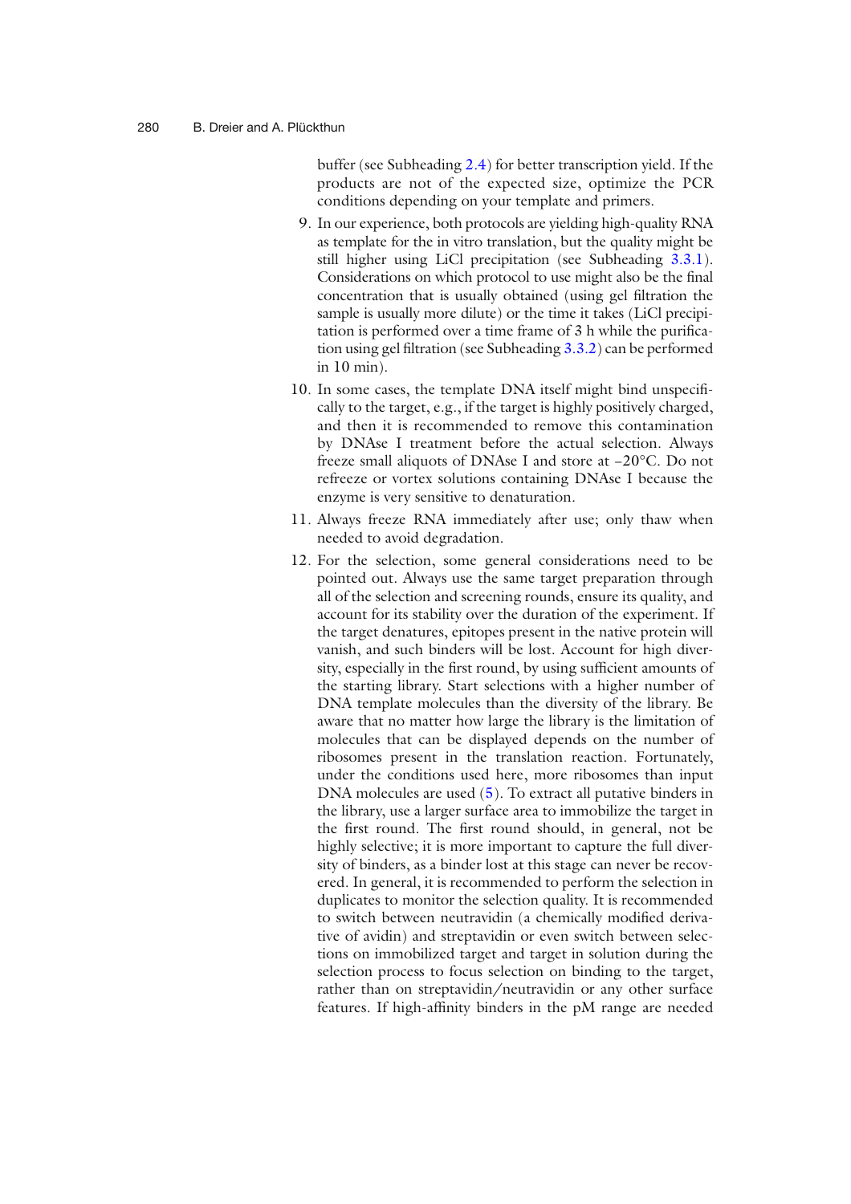buffer (see Subheading 2.4) for better transcription yield. If the products are not of the expected size, optimize the PCR conditions depending on your template and primers.

9. In our experience, both protocols are yielding high-quality RNA as template for the in vitro translation, but the quality might be still higher using LiCl precipitation (see Subheading 3.3.1). Considerations on which protocol to use might also be the final concentration that is usually obtained (using gel filtration the sample is usually more dilute) or the time it takes (LiCl precipitation is performed over a time frame of 3 h while the purification using gel filtration (see Subheading 3.3.2) can be performed in 10 min).

10. In some cases, the template DNA itself might bind unspecifically to the target, e.g., if the target is highly positively charged, and then it is recommended to remove this contamination by DNAse I treatment before the actual selection. Always freeze small aliquots of DNAse I and store at −20°C. Do not refreeze or vortex solutions containing DNAse I because the enzyme is very sensitive to denaturation.

11. Always freeze RNA immediately after use; only thaw when needed to avoid degradation.

12. For the selection, some general considerations need to be pointed out. Always use the same target preparation through all of the selection and screening rounds, ensure its quality, and account for its stability over the duration of the experiment. If the target denatures, epitopes present in the native protein will vanish, and such binders will be lost. Account for high diversity, especially in the first round, by using sufficient amounts of the starting library. Start selections with a higher number of DNA template molecules than the diversity of the library. Be aware that no matter how large the library is the limitation of molecules that can be displayed depends on the number of ribosomes present in the translation reaction. Fortunately, under the conditions used here, more ribosomes than input DNA molecules are used (5). To extract all putative binders in the library, use a larger surface area to immobilize the target in the first round. The first round should, in general, not be highly selective; it is more important to capture the full diversity of binders, as a binder lost at this stage can never be recovered. In general, it is recommended to perform the selection in duplicates to monitor the selection quality. It is recommended to switch between neutravidin (a chemically modified derivative of avidin) and streptavidin or even switch between selections on immobilized target and target in solution during the selection process to focus selection on binding to the target, rather than on streptavidin/neutravidin or any other surface features. If high-affinity binders in the pM range are needed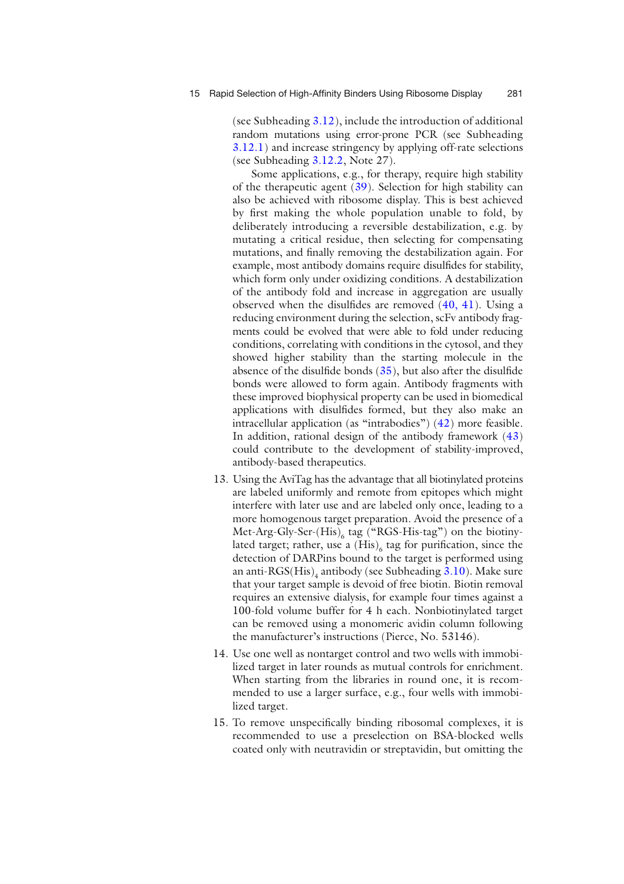(see Subheading 3.12), include the introduction of additional random mutations using error-prone PCR (see Subheading 3.12.1) and increase stringency by applying off-rate selections (see Subheading 3.12.2, Note 27).

Some applications, e.g., for therapy, require high stability of the therapeutic agent (39). Selection for high stability can also be achieved with ribosome display. This is best achieved by first making the whole population unable to fold, by deliberately introducing a reversible destabilization, e.g. by mutating a critical residue, then selecting for compensating mutations, and finally removing the destabilization again. For example, most antibody domains require disulfides for stability, which form only under oxidizing conditions. A destabilization of the antibody fold and increase in aggregation are usually observed when the disulfides are removed (40, 41). Using a reducing environment during the selection, scFv antibody fragments could be evolved that were able to fold under reducing conditions, correlating with conditions in the cytosol, and they showed higher stability than the starting molecule in the absence of the disulfide bonds (35), but also after the disulfide bonds were allowed to form again. Antibody fragments with these improved biophysical property can be used in biomedical applications with disulfides formed, but they also make an intracellular application (as "intrabodies") (42) more feasible. In addition, rational design of the antibody framework (43) could contribute to the development of stability-improved, antibody-based therapeutics.

13. Using the AviTag has the advantage that all biotinylated proteins are labeled uniformly and remote from epitopes which might interfere with later use and are labeled only once, leading to a more homogenous target preparation. Avoid the presence of a Met-Arg-Gly-Ser-$(His)_6$ tag ("RGS-His-tag") on the biotinylated target; rather, use a $(His)_6$ tag for purification, since the detection of DARPins bound to the target is performed using an anti-RGS$(His)_4$ antibody (see Subheading 3.10). Make sure that your target sample is devoid of free biotin. Biotin removal requires an extensive dialysis, for example four times against a 100-fold volume buffer for 4 h each. Nonbiotinylated target can be removed using a monomeric avidin column following the manufacturer's instructions (Pierce, No. 53146).

14. Use one well as nontarget control and two wells with immobilized target in later rounds as mutual controls for enrichment. When starting from the libraries in round one, it is recommended to use a larger surface, e.g., four wells with immobilized target.

15. To remove unspecifically binding ribosomal complexes, it is recommended to use a preselection on BSA-blocked wells coated only with neutravidin or streptavidin, but omitting the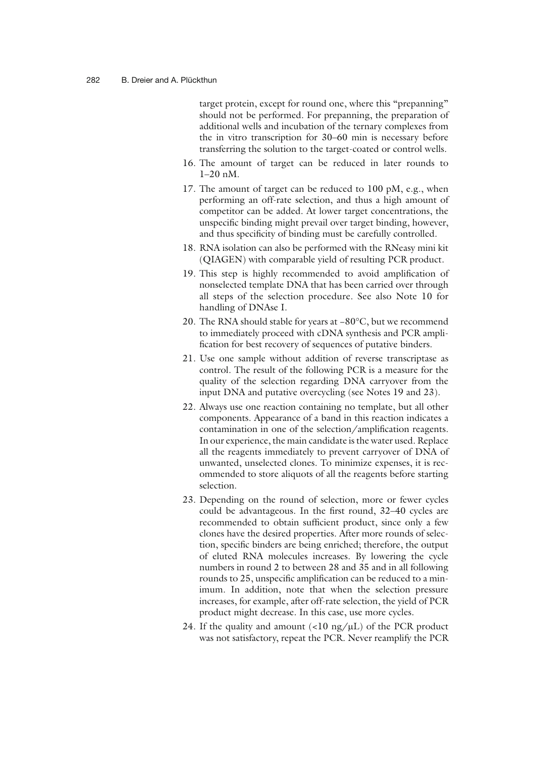target protein, except for round one, where this "prepanning" should not be performed. For prepanning, the preparation of additional wells and incubation of the ternary complexes from the in vitro transcription for 30–60 min is necessary before transferring the solution to the target-coated or control wells.

16. The amount of target can be reduced in later rounds to 1–20 nM.
17. The amount of target can be reduced to 100 pM, e.g., when performing an off-rate selection, and thus a high amount of competitor can be added. At lower target concentrations, the unspecific binding might prevail over target binding, however, and thus specificity of binding must be carefully controlled.
18. RNA isolation can also be performed with the RNeasy mini kit (QIAGEN) with comparable yield of resulting PCR product.
19. This step is highly recommended to avoid amplification of nonselected template DNA that has been carried over through all steps of the selection procedure. See also Note 10 for handling of DNAse I.
20. The RNA should stable for years at −80°C, but we recommend to immediately proceed with cDNA synthesis and PCR amplification for best recovery of sequences of putative binders.
21. Use one sample without addition of reverse transcriptase as control. The result of the following PCR is a measure for the quality of the selection regarding DNA carryover from the input DNA and putative overcycling (see Notes 19 and 23).
22. Always use one reaction containing no template, but all other components. Appearance of a band in this reaction indicates a contamination in one of the selection/amplification reagents. In our experience, the main candidate is the water used. Replace all the reagents immediately to prevent carryover of DNA of unwanted, unselected clones. To minimize expenses, it is recommended to store aliquots of all the reagents before starting selection.
23. Depending on the round of selection, more or fewer cycles could be advantageous. In the first round, 32–40 cycles are recommended to obtain sufficient product, since only a few clones have the desired properties. After more rounds of selection, specific binders are being enriched; therefore, the output of eluted RNA molecules increases. By lowering the cycle numbers in round 2 to between 28 and 35 and in all following rounds to 25, unspecific amplification can be reduced to a minimum. In addition, note that when the selection pressure increases, for example, after off-rate selection, the yield of PCR product might decrease. In this case, use more cycles.
24. If the quality and amount (<10 ng/μL) of the PCR product was not satisfactory, repeat the PCR. Never reamplify the PCR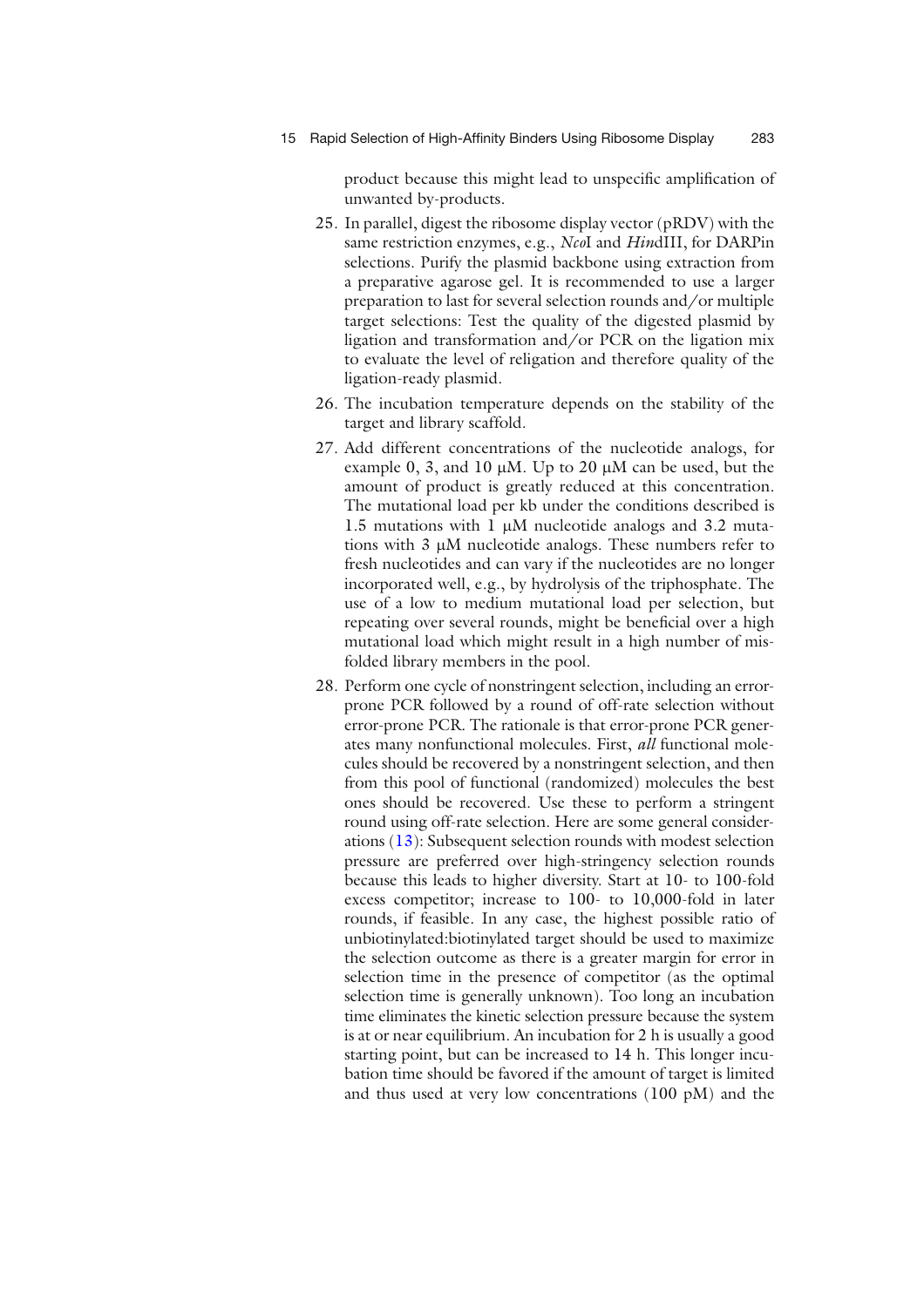product because this might lead to unspecific amplification of unwanted by-products.

25. In parallel, digest the ribosome display vector (pRDV) with the same restriction enzymes, e.g., *Nco*I and *Hin*dIII, for DARPin selections. Purify the plasmid backbone using extraction from a preparative agarose gel. It is recommended to use a larger preparation to last for several selection rounds and/or multiple target selections: Test the quality of the digested plasmid by ligation and transformation and/or PCR on the ligation mix to evaluate the level of religation and therefore quality of the ligation-ready plasmid.

26. The incubation temperature depends on the stability of the target and library scaffold.

27. Add different concentrations of the nucleotide analogs, for example 0, 3, and 10 μM. Up to 20 μM can be used, but the amount of product is greatly reduced at this concentration. The mutational load per kb under the conditions described is 1.5 mutations with 1 μM nucleotide analogs and 3.2 mutations with 3 μM nucleotide analogs. These numbers refer to fresh nucleotides and can vary if the nucleotides are no longer incorporated well, e.g., by hydrolysis of the triphosphate. The use of a low to medium mutational load per selection, but repeating over several rounds, might be beneficial over a high mutational load which might result in a high number of misfolded library members in the pool.

28. Perform one cycle of nonstringent selection, including an error-prone PCR followed by a round of off-rate selection without error-prone PCR. The rationale is that error-prone PCR generates many nonfunctional molecules. First, *all* functional molecules should be recovered by a nonstringent selection, and then from this pool of functional (randomized) molecules the best ones should be recovered. Use these to perform a stringent round using off-rate selection. Here are some general considerations (13): Subsequent selection rounds with modest selection pressure are preferred over high-stringency selection rounds because this leads to higher diversity. Start at 10- to 100-fold excess competitor; increase to 100- to 10,000-fold in later rounds, if feasible. In any case, the highest possible ratio of unbiotinylated:biotinylated target should be used to maximize the selection outcome as there is a greater margin for error in selection time in the presence of competitor (as the optimal selection time is generally unknown). Too long an incubation time eliminates the kinetic selection pressure because the system is at or near equilibrium. An incubation for 2 h is usually a good starting point, but can be increased to 14 h. This longer incubation time should be favored if the amount of target is limited and thus used at very low concentrations (100 pM) and the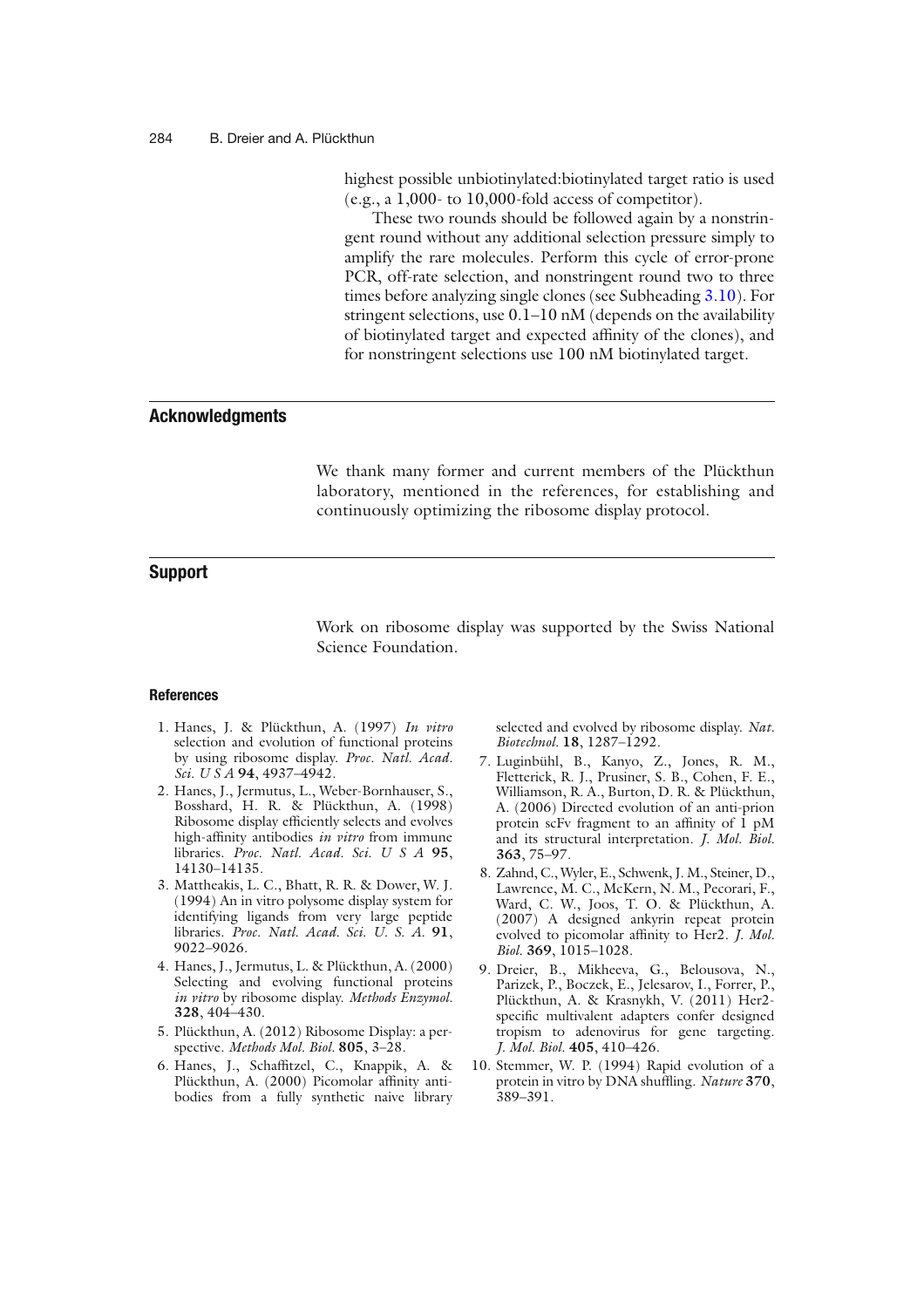highest possible unbiotinylated:biotinylated target ratio is used (e.g., a 1,000- to 10,000-fold access of competitor).

These two rounds should be followed again by a nonstringent round without any additional selection pressure simply to amplify the rare molecules. Perform this cycle of error-prone PCR, off-rate selection, and nonstringent round two to three times before analyzing single clones (see Subheading 3.10). For stringent selections, use 0.1–10 nM (depends on the availability of biotinylated target and expected affinity of the clones), and for nonstringent selections use 100 nM biotinylated target.

## Acknowledgments

We thank many former and current members of the Plückthun laboratory, mentioned in the references, for establishing and continuously optimizing the ribosome display protocol.

## Support

Work on ribosome display was supported by the Swiss National Science Foundation.

### References

1. Hanes, J. & Plückthun, A. (1997) *In vitro* selection and evolution of functional proteins by using ribosome display. *Proc. Natl. Acad. Sci. U S A* **94**, 4937–4942.
2. Hanes, J., Jermutus, L., Weber-Bornhauser, S., Bosshard, H. R. & Plückthun, A. (1998) Ribosome display efficiently selects and evolves high-affinity antibodies *in vitro* from immune libraries. *Proc. Natl. Acad. Sci. U S A* **95**, 14130–14135.
3. Mattheakis, L. C., Bhatt, R. R. & Dower, W. J. (1994) An in vitro polysome display system for identifying ligands from very large peptide libraries. *Proc. Natl. Acad. Sci. U. S. A.* **91**, 9022–9026.
4. Hanes, J., Jermutus, L. & Plückthun, A. (2000) Selecting and evolving functional proteins *in vitro* by ribosome display. *Methods Enzymol.* **328**, 404–430.
5. Plückthun, A. (2012) Ribosome Display: a perspective. *Methods Mol. Biol.* **805**, 3–28.
6. Hanes, J., Schaffitzel, C., Knappik, A. & Plückthun, A. (2000) Picomolar affinity antibodies from a fully synthetic naive library selected and evolved by ribosome display. *Nat. Biotechnol.* **18**, 1287–1292.
7. Luginbühl, B., Kanyo, Z., Jones, R. M., Fletterick, R. J., Prusiner, S. B., Cohen, F. E., Williamson, R. A., Burton, D. R. & Plückthun, A. (2006) Directed evolution of an anti-prion protein scFv fragment to an affinity of 1 pM and its structural interpretation. *J. Mol. Biol.* **363**, 75–97.
8. Zahnd, C., Wyler, E., Schwenk, J. M., Steiner, D., Lawrence, M. C., McKern, N. M., Pecorari, F., Ward, C. W., Joos, T. O. & Plückthun, A. (2007) A designed ankyrin repeat protein evolved to picomolar affinity to Her2. *J. Mol. Biol.* **369**, 1015–1028.
9. Dreier, B., Mikheeva, G., Belousova, N., Parizek, P., Boczek, E., Jelesarov, I., Forrer, P., Plückthun, A. & Krasnykh, V. (2011) Her2-specific multivalent adapters confer designed tropism to adenovirus for gene targeting. *J. Mol. Biol.* **405**, 410–426.
10. Stemmer, W. P. (1994) Rapid evolution of a protein in vitro by DNA shuffling. *Nature* **370**, 389–391.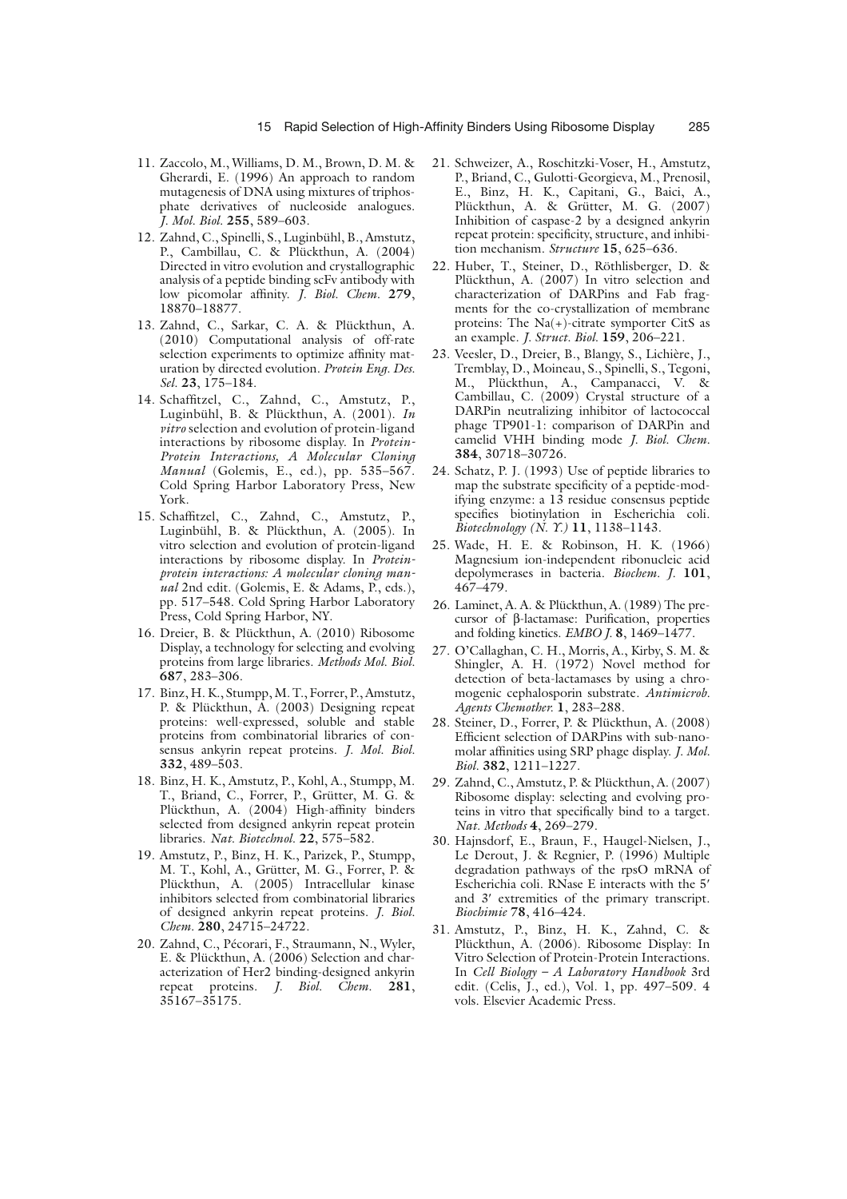11. Zaccolo, M., Williams, D. M., Brown, D. M. & Gherardi, E. (1996) An approach to random mutagenesis of DNA using mixtures of triphosphate derivatives of nucleoside analogues. *J. Mol. Biol.* **255**, 589–603.
12. Zahnd, C., Spinelli, S., Luginbühl, B., Amstutz, P., Cambillau, C. & Plückthun, A. (2004) Directed in vitro evolution and crystallographic analysis of a peptide binding scFv antibody with low picomolar affinity. *J. Biol. Chem.* **279**, 18870–18877.
13. Zahnd, C., Sarkar, C. A. & Plückthun, A. (2010) Computational analysis of off-rate selection experiments to optimize affinity maturation by directed evolution. *Protein Eng. Des. Sel.* **23**, 175–184.
14. Schaffitzel, C., Zahnd, C., Amstutz, P., Luginbühl, B. & Plückthun, A. (2001). *In vitro* selection and evolution of protein-ligand interactions by ribosome display. In *Protein-Protein Interactions, A Molecular Cloning Manual* (Golemis, E., ed.), pp. 535–567. Cold Spring Harbor Laboratory Press, New York.
15. Schaffitzel, C., Zahnd, C., Amstutz, P., Luginbühl, B. & Plückthun, A. (2005). In vitro selection and evolution of protein-ligand interactions by ribosome display. In *Protein-protein interactions: A molecular cloning manual* 2nd edit. (Golemis, E. & Adams, P., eds.), pp. 517–548. Cold Spring Harbor Laboratory Press, Cold Spring Harbor, NY.
16. Dreier, B. & Plückthun, A. (2010) Ribosome Display, a technology for selecting and evolving proteins from large libraries. *Methods Mol. Biol.* **687**, 283–306.
17. Binz, H. K., Stumpp, M. T., Forrer, P., Amstutz, P. & Plückthun, A. (2003) Designing repeat proteins: well-expressed, soluble and stable proteins from combinatorial libraries of consensus ankyrin repeat proteins. *J. Mol. Biol.* **332**, 489–503.
18. Binz, H. K., Amstutz, P., Kohl, A., Stumpp, M. T., Briand, C., Forrer, P., Grütter, M. G. & Plückthun, A. (2004) High-affinity binders selected from designed ankyrin repeat protein libraries. *Nat. Biotechnol.* **22**, 575–582.
19. Amstutz, P., Binz, H. K., Parizek, P., Stumpp, M. T., Kohl, A., Grütter, M. G., Forrer, P. & Plückthun, A. (2005) Intracellular kinase inhibitors selected from combinatorial libraries of designed ankyrin repeat proteins. *J. Biol. Chem.* **280**, 24715–24722.
20. Zahnd, C., Pécorari, F., Straumann, N., Wyler, E. & Plückthun, A. (2006) Selection and characterization of Her2 binding-designed ankyrin repeat proteins. *J. Biol. Chem.* **281**, 35167–35175.
21. Schweizer, A., Roschitzki-Voser, H., Amstutz, P., Briand, C., Gulotti-Georgieva, M., Prenosil, E., Binz, H. K., Capitani, G., Baici, A., Plückthun, A. & Grütter, M. G. (2007) Inhibition of caspase-2 by a designed ankyrin repeat protein: specificity, structure, and inhibition mechanism. *Structure* **15**, 625–636.
22. Huber, T., Steiner, D., Röthlisberger, D. & Plückthun, A. (2007) In vitro selection and characterization of DARPins and Fab fragments for the co-crystallization of membrane proteins: The Na(+)-citrate symporter CitS as an example. *J. Struct. Biol.* **159**, 206–221.
23. Veesler, D., Dreier, B., Blangy, S., Lichière, J., Tremblay, D., Moineau, S., Spinelli, S., Tegoni, M., Plückthun, A., Campanacci, V. & Cambillau, C. (2009) Crystal structure of a DARPin neutralizing inhibitor of lactococcal phage TP901-1: comparison of DARPin and camelid VHH binding mode *J. Biol. Chem.* **384**, 30718–30726.
24. Schatz, P. J. (1993) Use of peptide libraries to map the substrate specificity of a peptide-modifying enzyme: a 13 residue consensus peptide specifies biotinylation in Escherichia coli. *Biotechnology (N. Y.)* **11**, 1138–1143.
25. Wade, H. E. & Robinson, H. K. (1966) Magnesium ion-independent ribonucleic acid depolymerases in bacteria. *Biochem. J.* **101**, 467–479.
26. Laminet, A. A. & Plückthun, A. (1989) The precursor of β-lactamase: Purification, properties and folding kinetics. *EMBO J.* **8**, 1469–1477.
27. O'Callaghan, C. H., Morris, A., Kirby, S. M. & Shingler, A. H. (1972) Novel method for detection of beta-lactamases by using a chromogenic cephalosporin substrate. *Antimicrob. Agents Chemother.* **1**, 283–288.
28. Steiner, D., Forrer, P. & Plückthun, A. (2008) Efficient selection of DARPins with sub-nanomolar affinities using SRP phage display. *J. Mol. Biol.* **382**, 1211–1227.
29. Zahnd, C., Amstutz, P. & Plückthun, A. (2007) Ribosome display: selecting and evolving proteins in vitro that specifically bind to a target. *Nat. Methods* **4**, 269–279.
30. Hajnsdorf, E., Braun, F., Haugel-Nielsen, J., Le Derout, J. & Regnier, P. (1996) Multiple degradation pathways of the rpsO mRNA of Escherichia coli. RNase E interacts with the 5′ and 3′ extremities of the primary transcript. *Biochimie* **78**, 416–424.
31. Amstutz, P., Binz, H. K., Zahnd, C. & Plückthun, A. (2006). Ribosome Display: In Vitro Selection of Protein-Protein Interactions. In *Cell Biology – A Laboratory Handbook* 3rd edit. (Celis, J., ed.), Vol. 1, pp. 497–509. 4 vols. Elsevier Academic Press.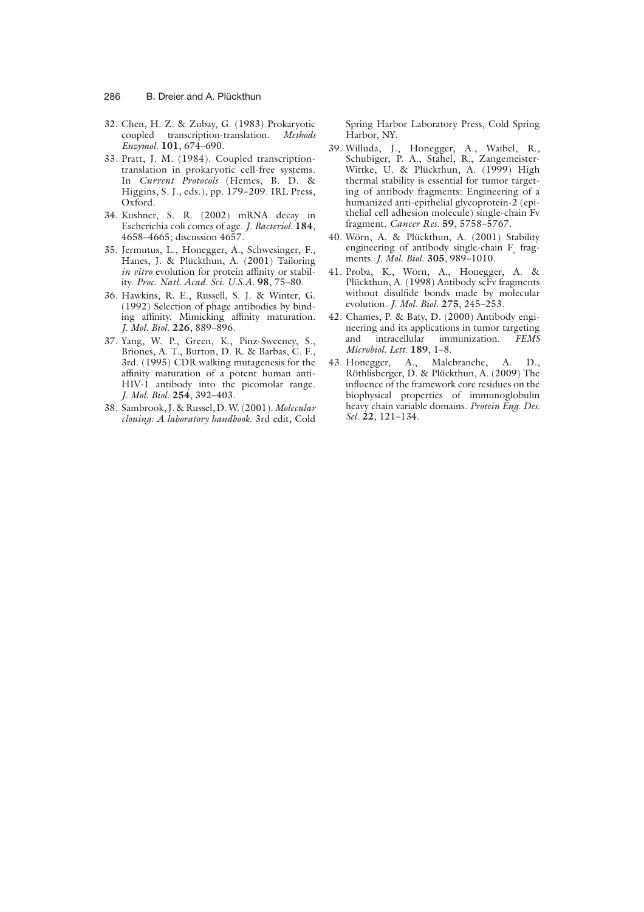32. Chen, H. Z. & Zubay, G. (1983) Prokaryotic coupled transcription-translation. *Methods Enzymol.* **101**, 674–690.
33. Pratt, J. M. (1984). Coupled transcription-translation in prokaryotic cell-free systems. In *Current Protocols* (Hemes, B. D. & Higgins, S. J., eds.), pp. 179–209. IRL Press, Oxford.
34. Kushner, S. R. (2002) mRNA decay in Escherichia coli comes of age. *J. Bacteriol.* **184**, 4658–4665; discussion 4657.
35. Jermutus, L., Honegger, A., Schwesinger, F., Hanes, J. & Plückthun, A. (2001) Tailoring *in vitro* evolution for protein affinity or stability. *Proc. Natl. Acad. Sci. U.S.A.* **98**, 75–80.
36. Hawkins, R. E., Russell, S. J. & Winter, G. (1992) Selection of phage antibodies by binding affinity. Mimicking affinity maturation. *J. Mol. Biol.* **226**, 889–896.
37. Yang, W. P., Green, K., Pinz-Sweeney, S., Briones, A. T., Burton, D. R. & Barbas, C. F., 3rd. (1995) CDR walking mutagenesis for the affinity maturation of a potent human anti-HIV-1 antibody into the picomolar range. *J. Mol. Biol.* **254**, 392–403.
38. Sambrook, J. & Russel, D. W. (2001). *Molecular cloning: A laboratory handbook.* 3rd edit, Cold Spring Harbor Laboratory Press, Cold Spring Harbor, NY.
39. Willuda, J., Honegger, A., Waibel, R., Schubiger, P. A., Stahel, R., Zangemeister-Wittke, U. & Plückthun, A. (1999) High thermal stability is essential for tumor targeting of antibody fragments: Engineering of a humanized anti-epithelial glycoprotein-2 (epithelial cell adhesion molecule) single-chain Fv fragment. *Cancer Res.* **59**, 5758–5767.
40. Wörn, A. & Plückthun, A. (2001) Stability engineering of antibody single-chain $F_v$ fragments. *J. Mol. Biol.* **305**, 989–1010.
41. Proba, K., Wörn, A., Honegger, A. & Plückthun, A. (1998) Antibody scFv fragments without disulfide bonds made by molecular evolution. *J. Mol. Biol.* **275**, 245–253.
42. Chames, P. & Baty, D. (2000) Antibody engineering and its applications in tumor targeting and intracellular immunization. *FEMS Microbiol. Lett.* **189**, 1–8.
43. Honegger, A., Malebranche, A. D., Röthlisberger, D. & Plückthun, A. (2009) The influence of the framework core residues on the biophysical properties of immunoglobulin heavy chain variable domains. *Protein Eng. Des. Sel.* **22**, 121–134.